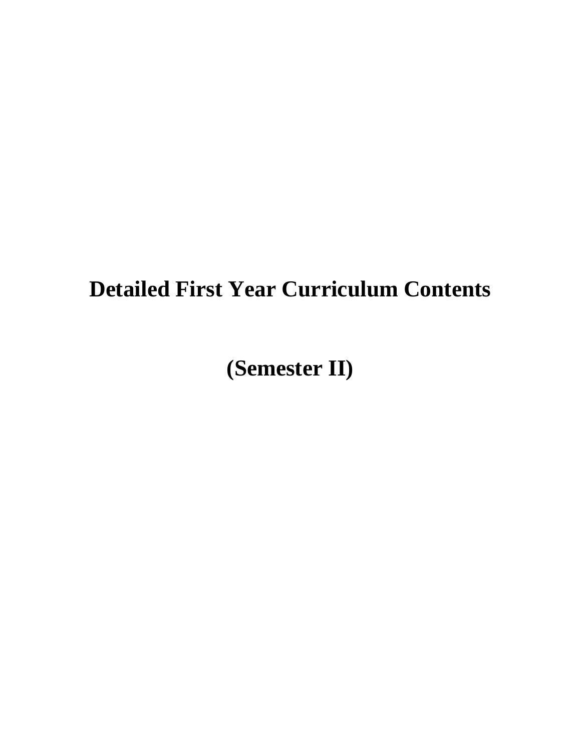# Detailed First Year Curriculum Contents

# (Semester II)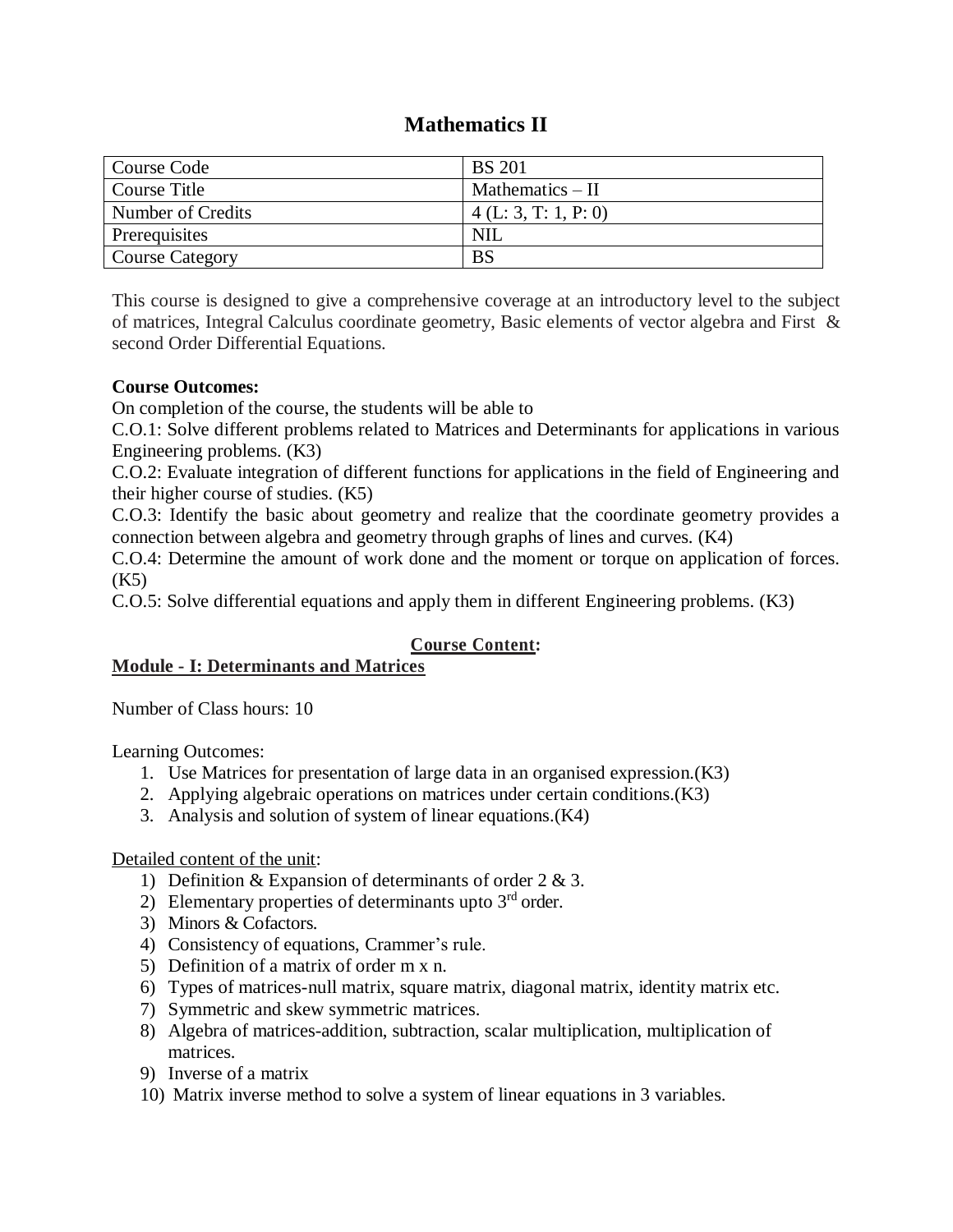# Mathematics II

| Course Code | BS 201 |
|---|---|
| Course Title | Mathematics – II |
| Number of Credits | 4 (L: 3, T: 1, P: 0) |
| Prerequisites | NIL |
| Course Category | BS |

This course is designed to give a comprehensive coverage at an introductory level to the subject of matrices, Integral Calculus coordinate geometry, Basic elements of vector algebra and First & second Order Differential Equations.

**Course Outcomes:**

On completion of the course, the students will be able to

C.O.1: Solve different problems related to Matrices and Determinants for applications in various Engineering problems. (K3)

C.O.2: Evaluate integration of different functions for applications in the field of Engineering and their higher course of studies. (K5)

C.O.3: Identify the basic about geometry and realize that the coordinate geometry provides a connection between algebra and geometry through graphs of lines and curves. (K4)

C.O.4: Determine the amount of work done and the moment or torque on application of forces. (K5)

C.O.5: Solve differential equations and apply them in different Engineering problems. (K3)

## Course Content:

### Module - I: Determinants and Matrices

Number of Class hours: 10

Learning Outcomes:

1. Use Matrices for presentation of large data in an organised expression.(K3)
2. Applying algebraic operations on matrices under certain conditions.(K3)
3. Analysis and solution of system of linear equations.(K4)

Detailed content of the unit:

1) Definition & Expansion of determinants of order 2 & 3.
2) Elementary properties of determinants upto 3rd order.
3) Minors & Cofactors.
4) Consistency of equations, Crammer's rule.
5) Definition of a matrix of order m x n.
6) Types of matrices-null matrix, square matrix, diagonal matrix, identity matrix etc.
7) Symmetric and skew symmetric matrices.
8) Algebra of matrices-addition, subtraction, scalar multiplication, multiplication of matrices.
9) Inverse of a matrix
10) Matrix inverse method to solve a system of linear equations in 3 variables.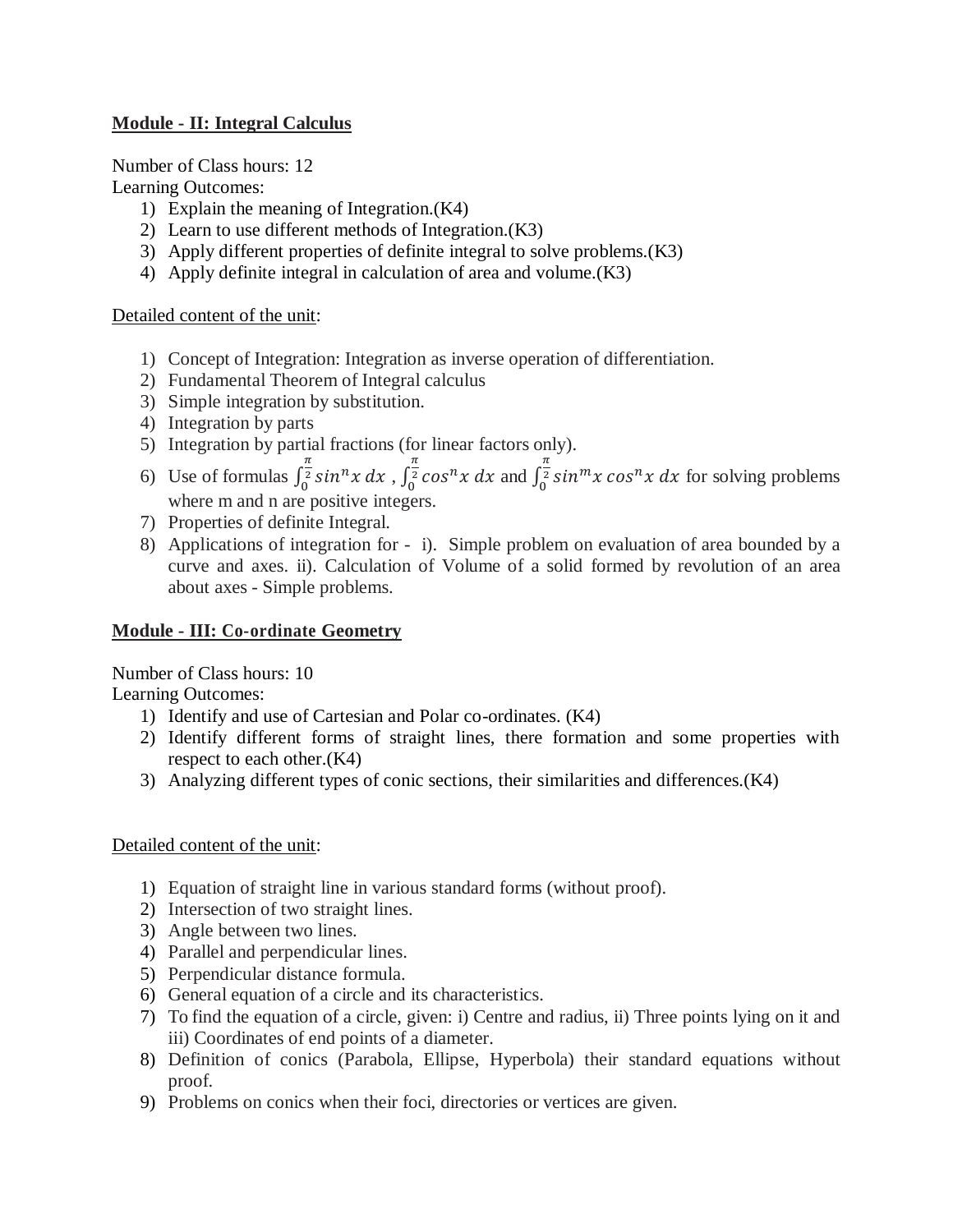## Module - II: Integral Calculus

Number of Class hours: 12

Learning Outcomes:

1) Explain the meaning of Integration.(K4)
2) Learn to use different methods of Integration.(K3)
3) Apply different properties of definite integral to solve problems.(K3)
4) Apply definite integral in calculation of area and volume.(K3)

Detailed content of the unit:

1) Concept of Integration: Integration as inverse operation of differentiation.
2) Fundamental Theorem of Integral calculus
3) Simple integration by substitution.
4) Integration by parts
5) Integration by partial fractions (for linear factors only).
6) Use of formulas $\int_0^{\frac{\pi}{2}} sin^n x\, dx$ , $\int_0^{\frac{\pi}{2}} cos^n x\, dx$ and $\int_0^{\frac{\pi}{2}} sin^m x\, cos^n x\, dx$ for solving problems where m and n are positive integers.
7) Properties of definite Integral.
8) Applications of integration for - i). Simple problem on evaluation of area bounded by a curve and axes. ii). Calculation of Volume of a solid formed by revolution of an area about axes - Simple problems.

## Module - III: Co-ordinate Geometry

Number of Class hours: 10

Learning Outcomes:

1) Identify and use of Cartesian and Polar co-ordinates. (K4)
2) Identify different forms of straight lines, there formation and some properties with respect to each other.(K4)
3) Analyzing different types of conic sections, their similarities and differences.(K4)

Detailed content of the unit:

1) Equation of straight line in various standard forms (without proof).
2) Intersection of two straight lines.
3) Angle between two lines.
4) Parallel and perpendicular lines.
5) Perpendicular distance formula.
6) General equation of a circle and its characteristics.
7) To find the equation of a circle, given: i) Centre and radius, ii) Three points lying on it and iii) Coordinates of end points of a diameter.
8) Definition of conics (Parabola, Ellipse, Hyperbola) their standard equations without proof.
9) Problems on conics when their foci, directories or vertices are given.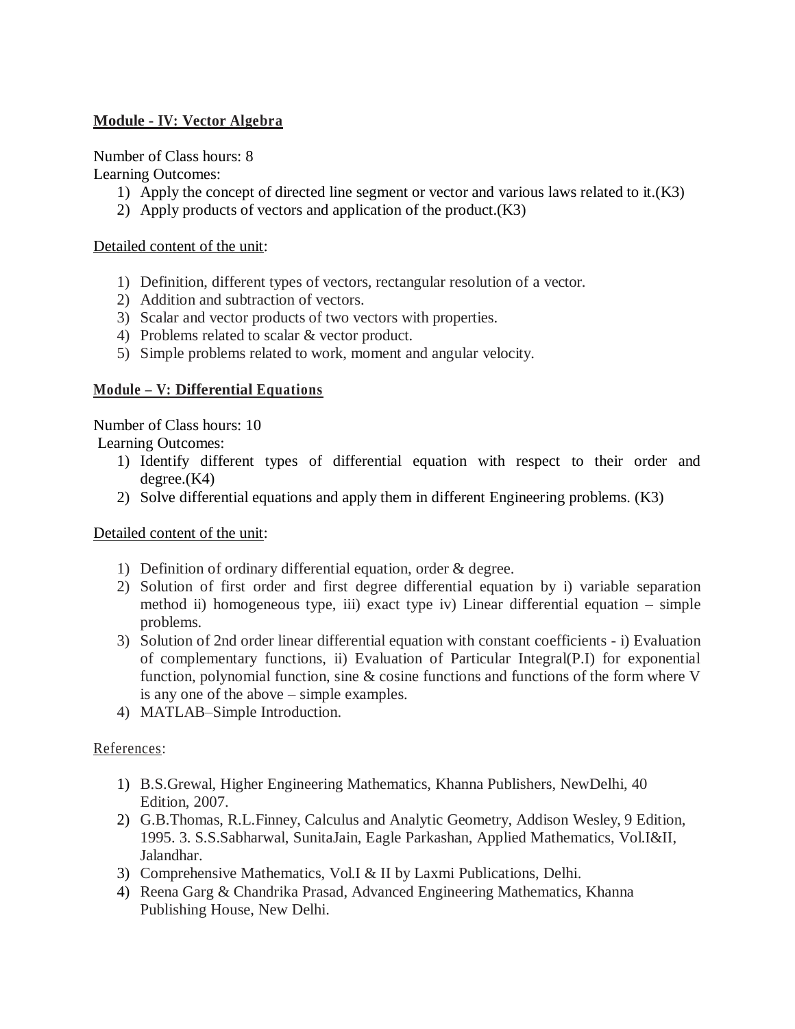## Module - IV: Vector Algebra

Number of Class hours: 8

Learning Outcomes:

1) Apply the concept of directed line segment or vector and various laws related to it.(K3)
2) Apply products of vectors and application of the product.(K3)

Detailed content of the unit:

1) Definition, different types of vectors, rectangular resolution of a vector.
2) Addition and subtraction of vectors.
3) Scalar and vector products of two vectors with properties.
4) Problems related to scalar & vector product.
5) Simple problems related to work, moment and angular velocity.

## Module – V: Differential Equations

Number of Class hours: 10

Learning Outcomes:

1) Identify different types of differential equation with respect to their order and degree.(K4)
2) Solve differential equations and apply them in different Engineering problems. (K3)

Detailed content of the unit:

1) Definition of ordinary differential equation, order & degree.
2) Solution of first order and first degree differential equation by i) variable separation method ii) homogeneous type, iii) exact type iv) Linear differential equation – simple problems.
3) Solution of 2nd order linear differential equation with constant coefficients - i) Evaluation of complementary functions, ii) Evaluation of Particular Integral(P.I) for exponential function, polynomial function, sine & cosine functions and functions of the form where V is any one of the above – simple examples.
4) MATLAB–Simple Introduction.

References:

1) B.S.Grewal, Higher Engineering Mathematics, Khanna Publishers, NewDelhi, 40 Edition, 2007.
2) G.B.Thomas, R.L.Finney, Calculus and Analytic Geometry, Addison Wesley, 9 Edition, 1995. 3. S.S.Sabharwal, SunitaJain, Eagle Parkashan, Applied Mathematics, Vol.I&II, Jalandhar.
3) Comprehensive Mathematics, Vol.I & II by Laxmi Publications, Delhi.
4) Reena Garg & Chandrika Prasad, Advanced Engineering Mathematics, Khanna Publishing House, New Delhi.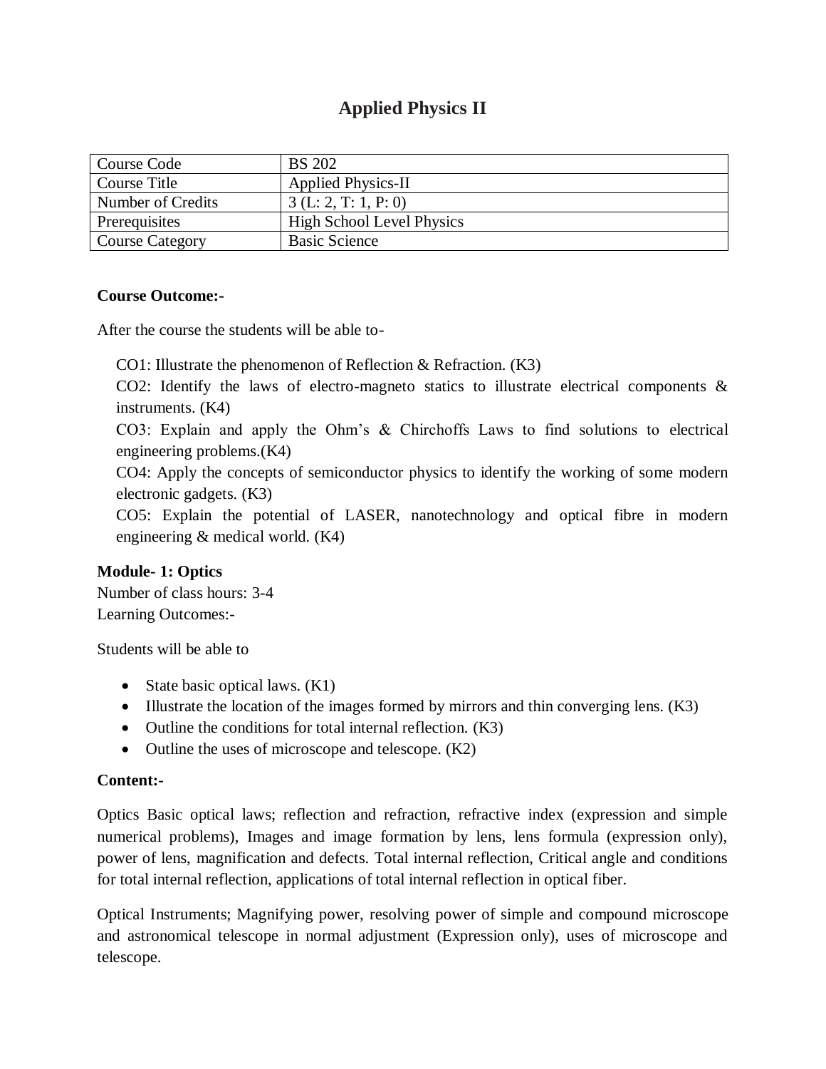# Applied Physics II

| Course Code | BS 202 |
|---|---|
| Course Title | Applied Physics-II |
| Number of Credits | 3 (L: 2, T: 1, P: 0) |
| Prerequisites | High School Level Physics |
| Course Category | Basic Science |

**Course Outcome:-**

After the course the students will be able to-

CO1: Illustrate the phenomenon of Reflection & Refraction. (K3)

CO2: Identify the laws of electro-magneto statics to illustrate electrical components & instruments. (K4)

CO3: Explain and apply the Ohm's & Chirchoffs Laws to find solutions to electrical engineering problems.(K4)

CO4: Apply the concepts of semiconductor physics to identify the working of some modern electronic gadgets. (K3)

CO5: Explain the potential of LASER, nanotechnology and optical fibre in modern engineering & medical world. (K4)

**Module- 1: Optics**

Number of class hours: 3-4

Learning Outcomes:-

Students will be able to

- State basic optical laws. (K1)
- Illustrate the location of the images formed by mirrors and thin converging lens. (K3)
- Outline the conditions for total internal reflection. (K3)
- Outline the uses of microscope and telescope. (K2)

**Content:-**

Optics Basic optical laws; reflection and refraction, refractive index (expression and simple numerical problems), Images and image formation by lens, lens formula (expression only), power of lens, magnification and defects. Total internal reflection, Critical angle and conditions for total internal reflection, applications of total internal reflection in optical fiber.

Optical Instruments; Magnifying power, resolving power of simple and compound microscope and astronomical telescope in normal adjustment (Expression only), uses of microscope and telescope.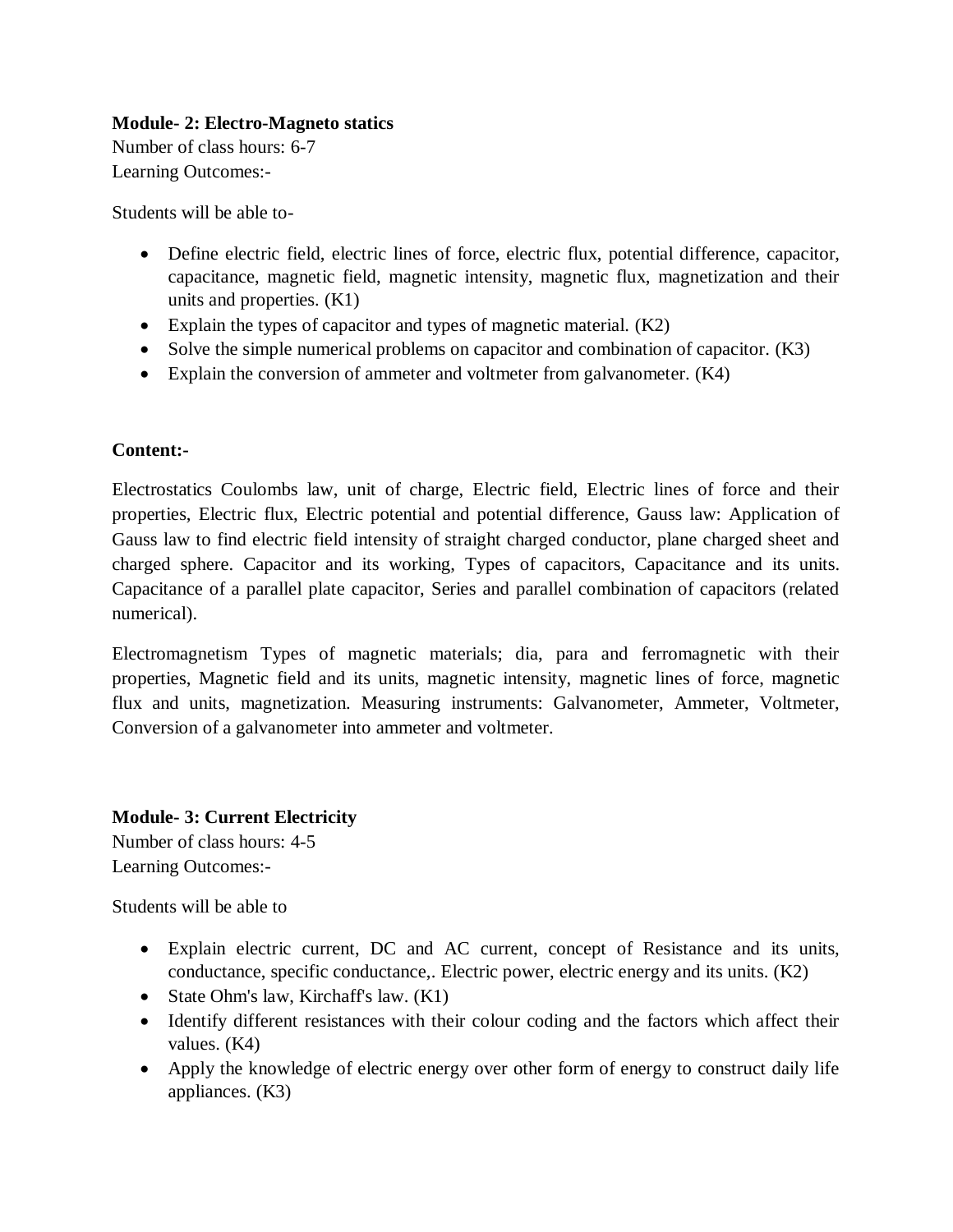**Module- 2: Electro-Magneto statics**

Number of class hours: 6-7

Learning Outcomes:-

Students will be able to-

- Define electric field, electric lines of force, electric flux, potential difference, capacitor, capacitance, magnetic field, magnetic intensity, magnetic flux, magnetization and their units and properties. (K1)
- Explain the types of capacitor and types of magnetic material. (K2)
- Solve the simple numerical problems on capacitor and combination of capacitor. (K3)
- Explain the conversion of ammeter and voltmeter from galvanometer. (K4)

**Content:-**

Electrostatics Coulombs law, unit of charge, Electric field, Electric lines of force and their properties, Electric flux, Electric potential and potential difference, Gauss law: Application of Gauss law to find electric field intensity of straight charged conductor, plane charged sheet and charged sphere. Capacitor and its working, Types of capacitors, Capacitance and its units. Capacitance of a parallel plate capacitor, Series and parallel combination of capacitors (related numerical).

Electromagnetism Types of magnetic materials; dia, para and ferromagnetic with their properties, Magnetic field and its units, magnetic intensity, magnetic lines of force, magnetic flux and units, magnetization. Measuring instruments: Galvanometer, Ammeter, Voltmeter, Conversion of a galvanometer into ammeter and voltmeter.

**Module- 3: Current Electricity**

Number of class hours: 4-5

Learning Outcomes:-

Students will be able to

- Explain electric current, DC and AC current, concept of Resistance and its units, conductance, specific conductance,. Electric power, electric energy and its units. (K2)
- State Ohm's law, Kirchaff's law. (K1)
- Identify different resistances with their colour coding and the factors which affect their values. (K4)
- Apply the knowledge of electric energy over other form of energy to construct daily life appliances. (K3)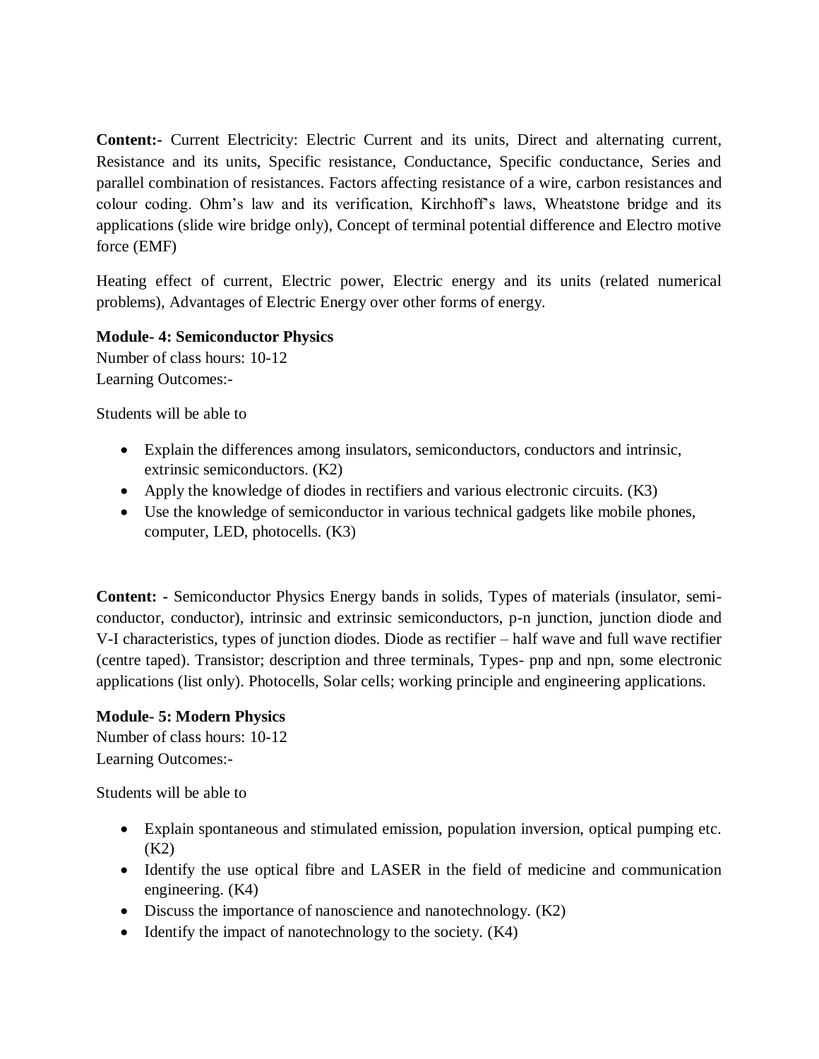**Content:-** Current Electricity: Electric Current and its units, Direct and alternating current, Resistance and its units, Specific resistance, Conductance, Specific conductance, Series and parallel combination of resistances. Factors affecting resistance of a wire, carbon resistances and colour coding. Ohm's law and its verification, Kirchhoff's laws, Wheatstone bridge and its applications (slide wire bridge only), Concept of terminal potential difference and Electro motive force (EMF)

Heating effect of current, Electric power, Electric energy and its units (related numerical problems), Advantages of Electric Energy over other forms of energy.

**Module- 4: Semiconductor Physics**
Number of class hours: 10-12
Learning Outcomes:-

Students will be able to

- Explain the differences among insulators, semiconductors, conductors and intrinsic, extrinsic semiconductors. (K2)
- Apply the knowledge of diodes in rectifiers and various electronic circuits. (K3)
- Use the knowledge of semiconductor in various technical gadgets like mobile phones, computer, LED, photocells. (K3)

**Content: -** Semiconductor Physics Energy bands in solids, Types of materials (insulator, semi-conductor, conductor), intrinsic and extrinsic semiconductors, p-n junction, junction diode and V-I characteristics, types of junction diodes. Diode as rectifier – half wave and full wave rectifier (centre taped). Transistor; description and three terminals, Types- pnp and npn, some electronic applications (list only). Photocells, Solar cells; working principle and engineering applications.

**Module- 5: Modern Physics**
Number of class hours: 10-12
Learning Outcomes:-

Students will be able to

- Explain spontaneous and stimulated emission, population inversion, optical pumping etc. (K2)
- Identify the use optical fibre and LASER in the field of medicine and communication engineering. (K4)
- Discuss the importance of nanoscience and nanotechnology. (K2)
- Identify the impact of nanotechnology to the society. (K4)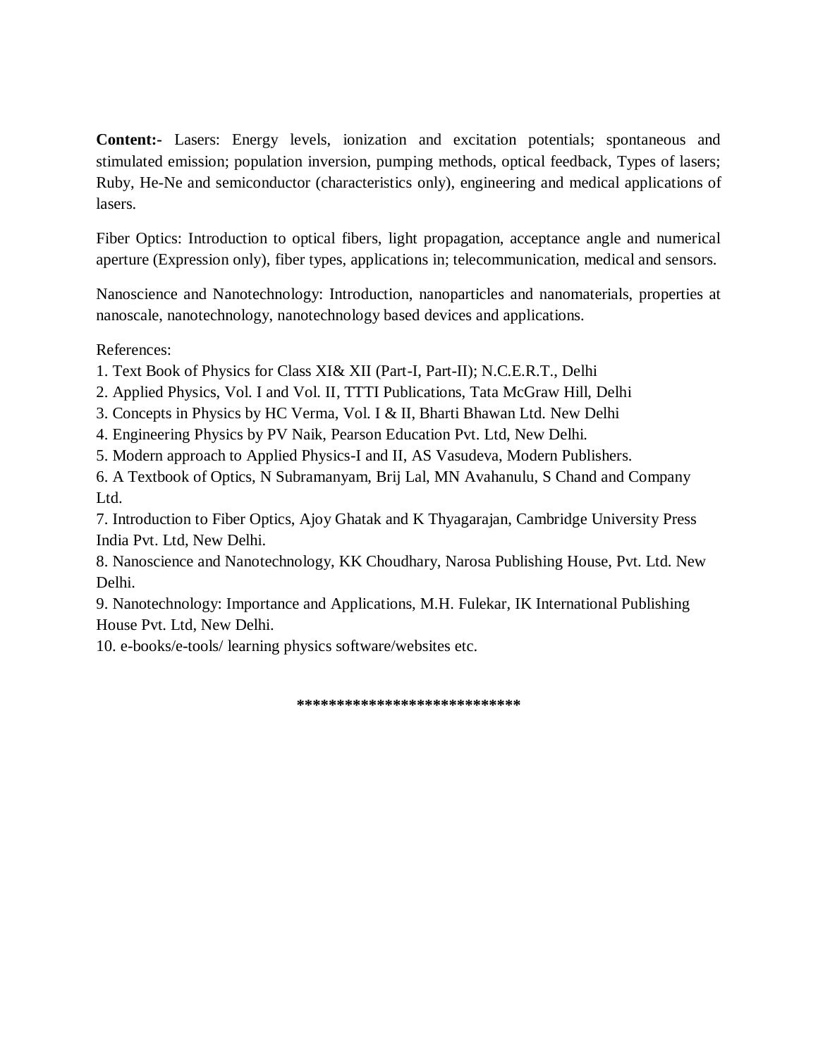**Content:-** Lasers: Energy levels, ionization and excitation potentials; spontaneous and stimulated emission; population inversion, pumping methods, optical feedback, Types of lasers; Ruby, He-Ne and semiconductor (characteristics only), engineering and medical applications of lasers.

Fiber Optics: Introduction to optical fibers, light propagation, acceptance angle and numerical aperture (Expression only), fiber types, applications in; telecommunication, medical and sensors.

Nanoscience and Nanotechnology: Introduction, nanoparticles and nanomaterials, properties at nanoscale, nanotechnology, nanotechnology based devices and applications.

References:

1. Text Book of Physics for Class XI& XII (Part-I, Part-II); N.C.E.R.T., Delhi
2. Applied Physics, Vol. I and Vol. II, TTTI Publications, Tata McGraw Hill, Delhi
3. Concepts in Physics by HC Verma, Vol. I & II, Bharti Bhawan Ltd. New Delhi
4. Engineering Physics by PV Naik, Pearson Education Pvt. Ltd, New Delhi.
5. Modern approach to Applied Physics-I and II, AS Vasudeva, Modern Publishers.
6. A Textbook of Optics, N Subramanyam, Brij Lal, MN Avahanulu, S Chand and Company Ltd.
7. Introduction to Fiber Optics, Ajoy Ghatak and K Thyagarajan, Cambridge University Press India Pvt. Ltd, New Delhi.
8. Nanoscience and Nanotechnology, KK Choudhary, Narosa Publishing House, Pvt. Ltd. New Delhi.
9. Nanotechnology: Importance and Applications, M.H. Fulekar, IK International Publishing House Pvt. Ltd, New Delhi.
10. e-books/e-tools/ learning physics software/websites etc.

****************************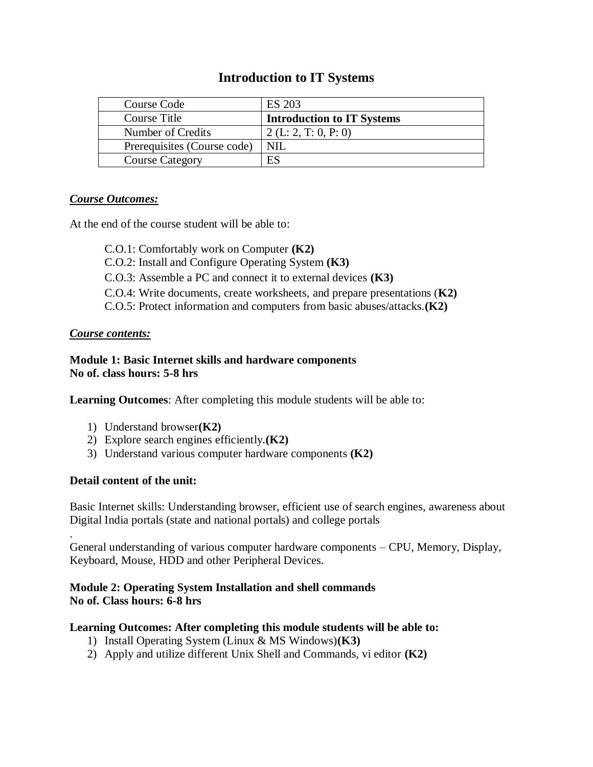# Introduction to IT Systems

| Course Code | ES 203 |
|---|---|
| Course Title | **Introduction to IT Systems** |
| Number of Credits | 2 (L: 2, T: 0, P: 0) |
| Prerequisites (Course code) | NIL |
| Course Category | ES |

***Course Outcomes:***

At the end of the course student will be able to:

C.O.1: Comfortably work on Computer **(K2)**
C.O.2: Install and Configure Operating System **(K3)**
C.O.3: Assemble a PC and connect it to external devices **(K3)**
C.O.4: Write documents, create worksheets, and prepare presentations (**K2)**
C.O.5: Protect information and computers from basic abuses/attacks.**(K2)**

***Course contents:***

**Module 1: Basic Internet skills and hardware components**
**No of. class hours: 5-8 hrs**

**Learning Outcomes**: After completing this module students will be able to:

1) Understand browser**(K2)**
2) Explore search engines efficiently.**(K2)**
3) Understand various computer hardware components **(K2)**

**Detail content of the unit:**

Basic Internet skills: Understanding browser, efficient use of search engines, awareness about Digital India portals (state and national portals) and college portals

.
General understanding of various computer hardware components – CPU, Memory, Display, Keyboard, Mouse, HDD and other Peripheral Devices.

**Module 2: Operating System Installation and shell commands**
**No of. Class hours: 6-8 hrs**

**Learning Outcomes: After completing this module students will be able to:**

1) Install Operating System (Linux & MS Windows)**(K3)**
2) Apply and utilize different Unix Shell and Commands, vi editor **(K2)**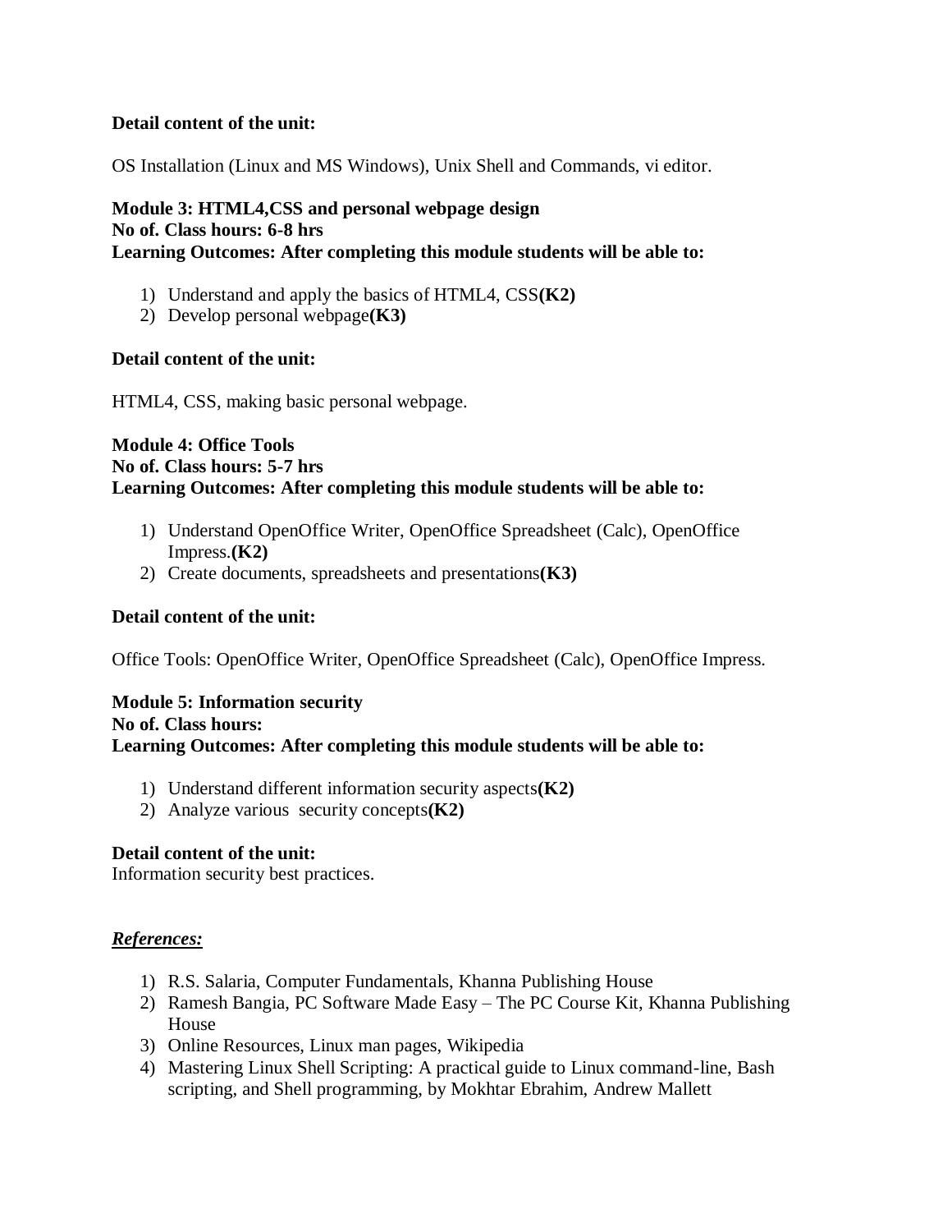**Detail content of the unit:**

OS Installation (Linux and MS Windows), Unix Shell and Commands, vi editor.

**Module 3: HTML4,CSS and personal webpage design**
**No of. Class hours: 6-8 hrs**
**Learning Outcomes: After completing this module students will be able to:**

1) Understand and apply the basics of HTML4, CSS**(K2)**
2) Develop personal webpage**(K3)**

**Detail content of the unit:**

HTML4, CSS, making basic personal webpage.

**Module 4: Office Tools**
**No of. Class hours: 5-7 hrs**
**Learning Outcomes: After completing this module students will be able to:**

1) Understand OpenOffice Writer, OpenOffice Spreadsheet (Calc), OpenOffice Impress.**(K2)**
2) Create documents, spreadsheets and presentations**(K3)**

**Detail content of the unit:**

Office Tools: OpenOffice Writer, OpenOffice Spreadsheet (Calc), OpenOffice Impress.

**Module 5: Information security**
**No of. Class hours:**
**Learning Outcomes: After completing this module students will be able to:**

1) Understand different information security aspects**(K2)**
2) Analyze various security concepts**(K2)**

**Detail content of the unit:**
Information security best practices.

***References:***

1) R.S. Salaria, Computer Fundamentals, Khanna Publishing House
2) Ramesh Bangia, PC Software Made Easy – The PC Course Kit, Khanna Publishing House
3) Online Resources, Linux man pages, Wikipedia
4) Mastering Linux Shell Scripting: A practical guide to Linux command-line, Bash scripting, and Shell programming, by Mokhtar Ebrahim, Andrew Mallett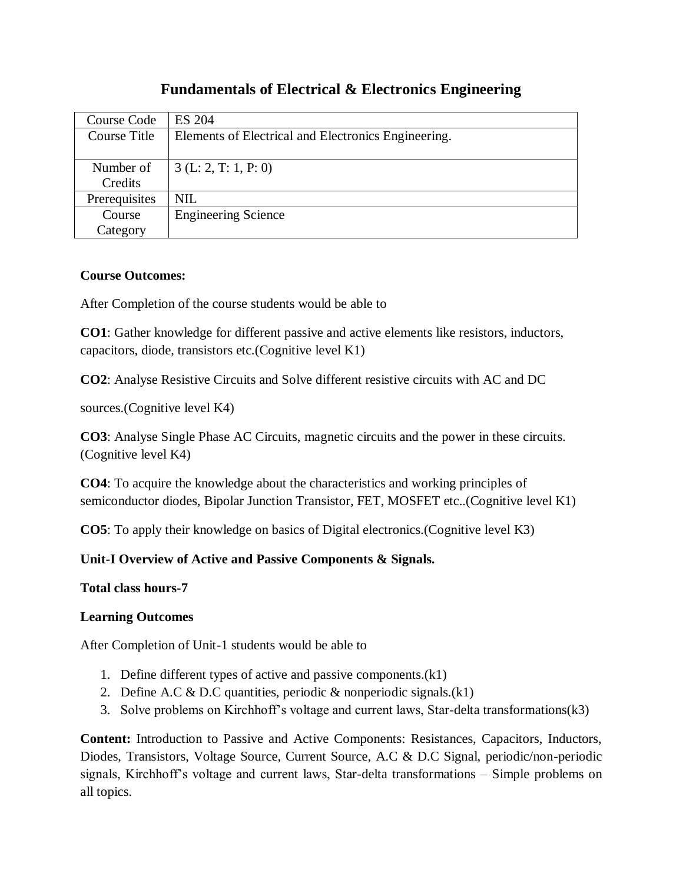# Fundamentals of Electrical & Electronics Engineering

| Course Code | ES 204 |
|---|---|
| Course Title | Elements of Electrical and Electronics Engineering. |
| Number of Credits | 3 (L: 2, T: 1, P: 0) |
| Prerequisites | NIL |
| Course Category | Engineering Science |

**Course Outcomes:**

After Completion of the course students would be able to

**CO1**: Gather knowledge for different passive and active elements like resistors, inductors, capacitors, diode, transistors etc.(Cognitive level K1)

**CO2**: Analyse Resistive Circuits and Solve different resistive circuits with AC and DC

sources.(Cognitive level K4)

**CO3**: Analyse Single Phase AC Circuits, magnetic circuits and the power in these circuits. (Cognitive level K4)

**CO4**: To acquire the knowledge about the characteristics and working principles of semiconductor diodes, Bipolar Junction Transistor, FET, MOSFET etc..(Cognitive level K1)

**CO5**: To apply their knowledge on basics of Digital electronics.(Cognitive level K3)

**Unit-I Overview of Active and Passive Components & Signals.**

**Total class hours-7**

**Learning Outcomes**

After Completion of Unit-1 students would be able to

1. Define different types of active and passive components.(k1)
2. Define A.C & D.C quantities, periodic & nonperiodic signals.(k1)
3. Solve problems on Kirchhoff's voltage and current laws, Star-delta transformations(k3)

**Content:** Introduction to Passive and Active Components: Resistances, Capacitors, Inductors, Diodes, Transistors, Voltage Source, Current Source, A.C & D.C Signal, periodic/non-periodic signals, Kirchhoff's voltage and current laws, Star-delta transformations – Simple problems on all topics.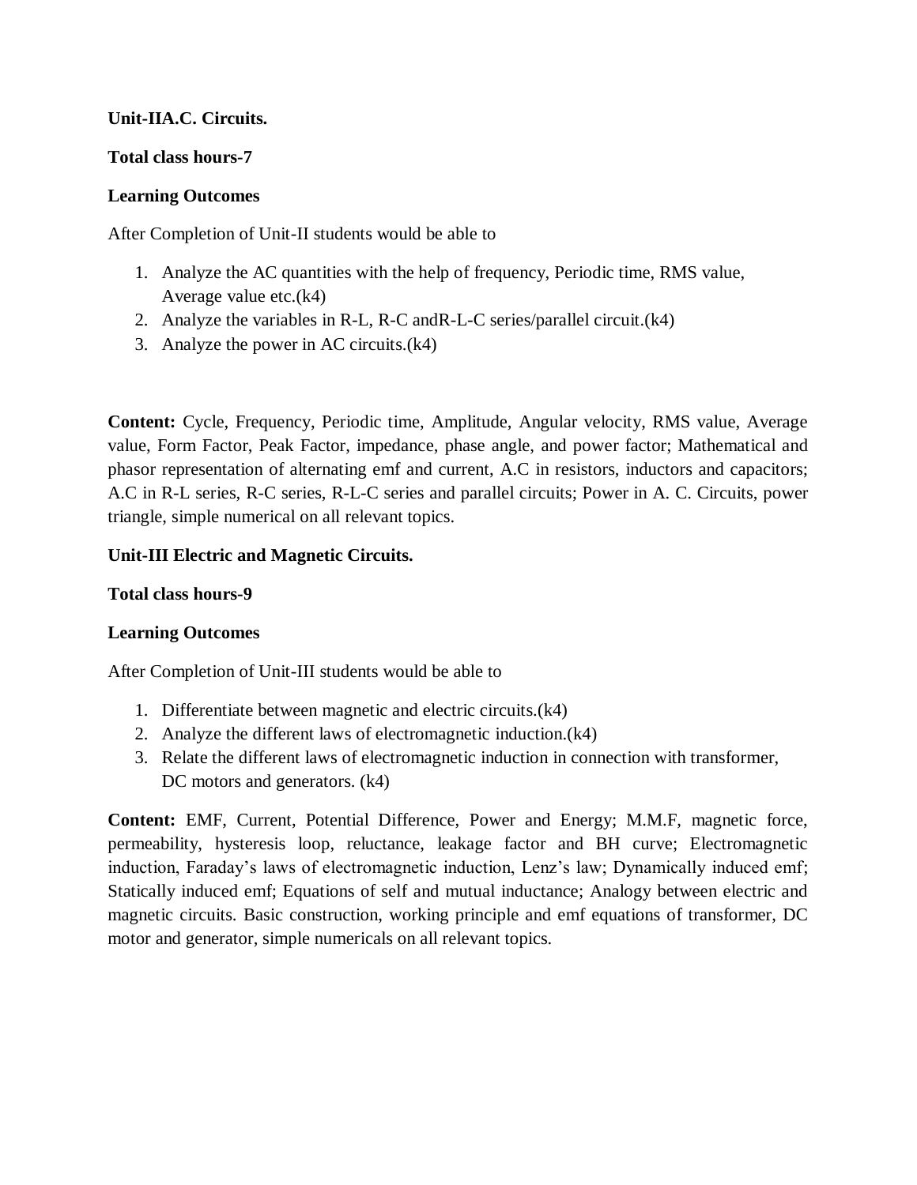**Unit-IIA.C. Circuits.**

**Total class hours-7**

**Learning Outcomes**

After Completion of Unit-II students would be able to

1. Analyze the AC quantities with the help of frequency, Periodic time, RMS value, Average value etc.(k4)
2. Analyze the variables in R-L, R-C andR-L-C series/parallel circuit.(k4)
3. Analyze the power in AC circuits.(k4)

**Content:** Cycle, Frequency, Periodic time, Amplitude, Angular velocity, RMS value, Average value, Form Factor, Peak Factor, impedance, phase angle, and power factor; Mathematical and phasor representation of alternating emf and current, A.C in resistors, inductors and capacitors; A.C in R-L series, R-C series, R-L-C series and parallel circuits; Power in A. C. Circuits, power triangle, simple numerical on all relevant topics.

**Unit-III Electric and Magnetic Circuits.**

**Total class hours-9**

**Learning Outcomes**

After Completion of Unit-III students would be able to

1. Differentiate between magnetic and electric circuits.(k4)
2. Analyze the different laws of electromagnetic induction.(k4)
3. Relate the different laws of electromagnetic induction in connection with transformer, DC motors and generators. (k4)

**Content:** EMF, Current, Potential Difference, Power and Energy; M.M.F, magnetic force, permeability, hysteresis loop, reluctance, leakage factor and BH curve; Electromagnetic induction, Faraday's laws of electromagnetic induction, Lenz's law; Dynamically induced emf; Statically induced emf; Equations of self and mutual inductance; Analogy between electric and magnetic circuits. Basic construction, working principle and emf equations of transformer, DC motor and generator, simple numericals on all relevant topics.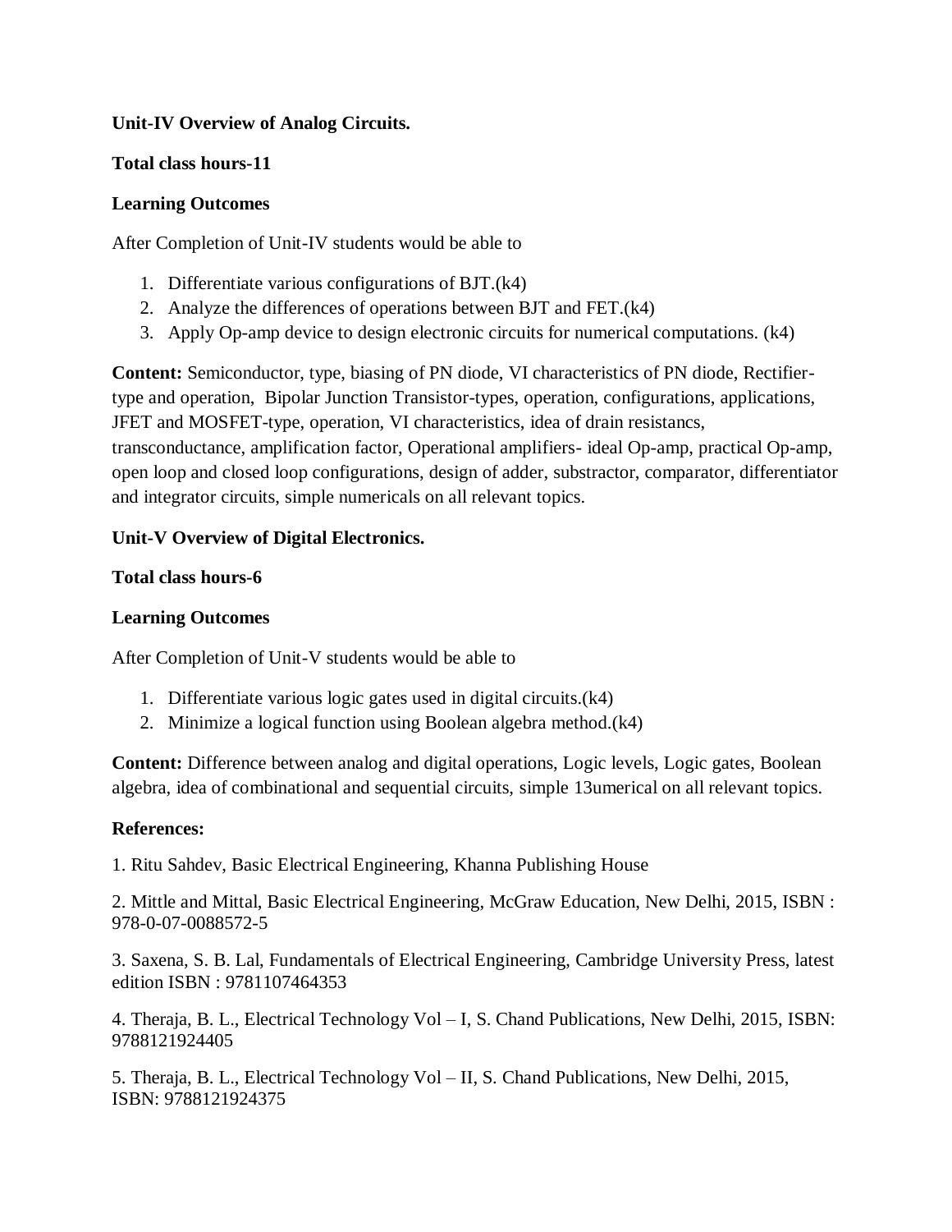**Unit-IV Overview of Analog Circuits.**

**Total class hours-11**

**Learning Outcomes**

After Completion of Unit-IV students would be able to

1. Differentiate various configurations of BJT.(k4)
2. Analyze the differences of operations between BJT and FET.(k4)
3. Apply Op-amp device to design electronic circuits for numerical computations. (k4)

**Content:** Semiconductor, type, biasing of PN diode, VI characteristics of PN diode, Rectifier-type and operation, Bipolar Junction Transistor-types, operation, configurations, applications, JFET and MOSFET-type, operation, VI characteristics, idea of drain resistancs, transconductance, amplification factor, Operational amplifiers- ideal Op-amp, practical Op-amp, open loop and closed loop configurations, design of adder, substractor, comparator, differentiator and integrator circuits, simple numericals on all relevant topics.

**Unit-V Overview of Digital Electronics.**

**Total class hours-6**

**Learning Outcomes**

After Completion of Unit-V students would be able to

1. Differentiate various logic gates used in digital circuits.(k4)
2. Minimize a logical function using Boolean algebra method.(k4)

**Content:** Difference between analog and digital operations, Logic levels, Logic gates, Boolean algebra, idea of combinational and sequential circuits, simple 13umerical on all relevant topics.

**References:**

1. Ritu Sahdev, Basic Electrical Engineering, Khanna Publishing House

2. Mittle and Mittal, Basic Electrical Engineering, McGraw Education, New Delhi, 2015, ISBN : 978-0-07-0088572-5

3. Saxena, S. B. Lal, Fundamentals of Electrical Engineering, Cambridge University Press, latest edition ISBN : 9781107464353

4. Theraja, B. L., Electrical Technology Vol – I, S. Chand Publications, New Delhi, 2015, ISBN: 9788121924405

5. Theraja, B. L., Electrical Technology Vol – II, S. Chand Publications, New Delhi, 2015, ISBN: 9788121924375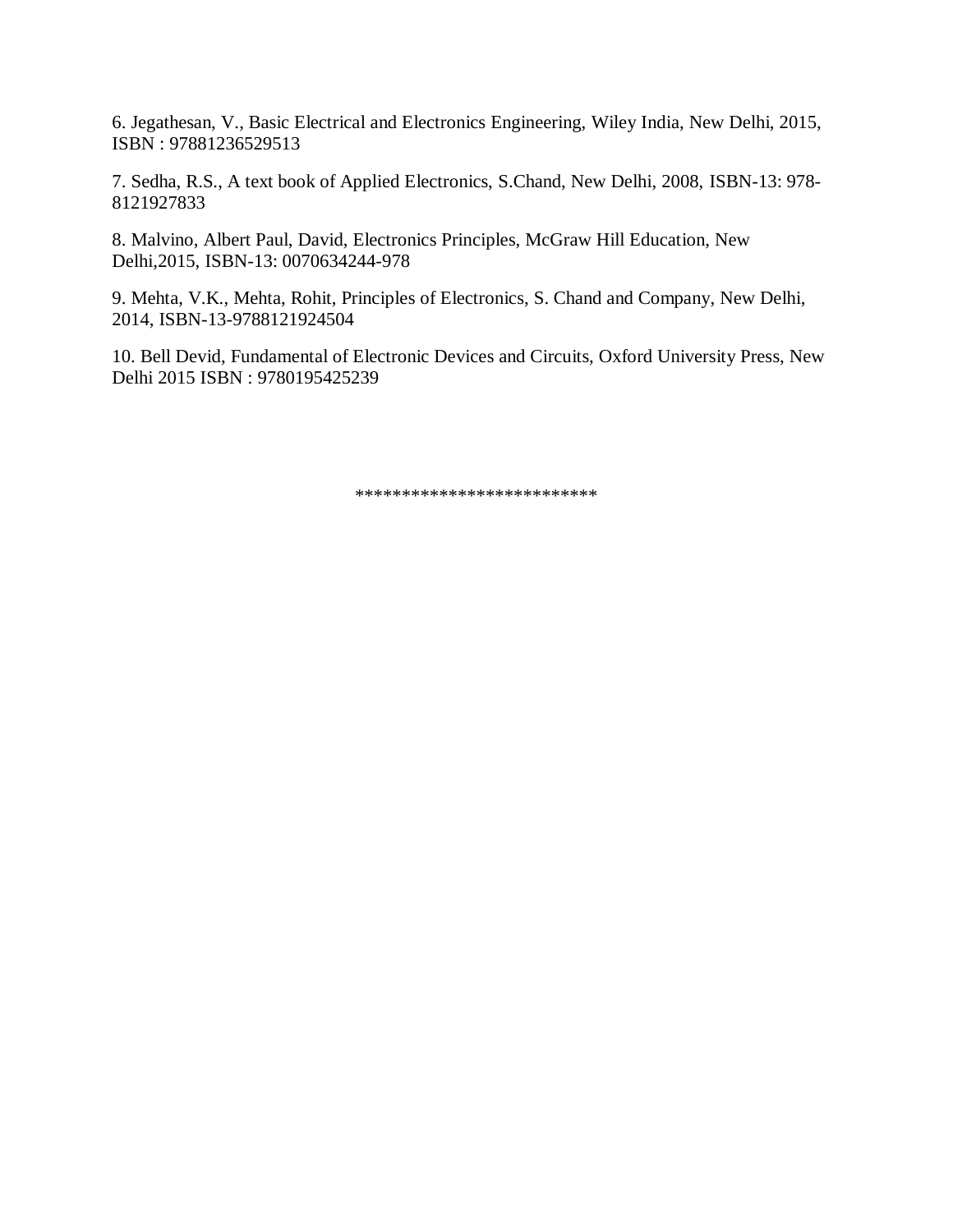6. Jegathesan, V., Basic Electrical and Electronics Engineering, Wiley India, New Delhi, 2015, ISBN : 97881236529513

7. Sedha, R.S., A text book of Applied Electronics, S.Chand, New Delhi, 2008, ISBN-13: 978-8121927833

8. Malvino, Albert Paul, David, Electronics Principles, McGraw Hill Education, New Delhi,2015, ISBN-13: 0070634244-978

9. Mehta, V.K., Mehta, Rohit, Principles of Electronics, S. Chand and Company, New Delhi, 2014, ISBN-13-9788121924504

10. Bell Devid, Fundamental of Electronic Devices and Circuits, Oxford University Press, New Delhi 2015 ISBN : 9780195425239

*************************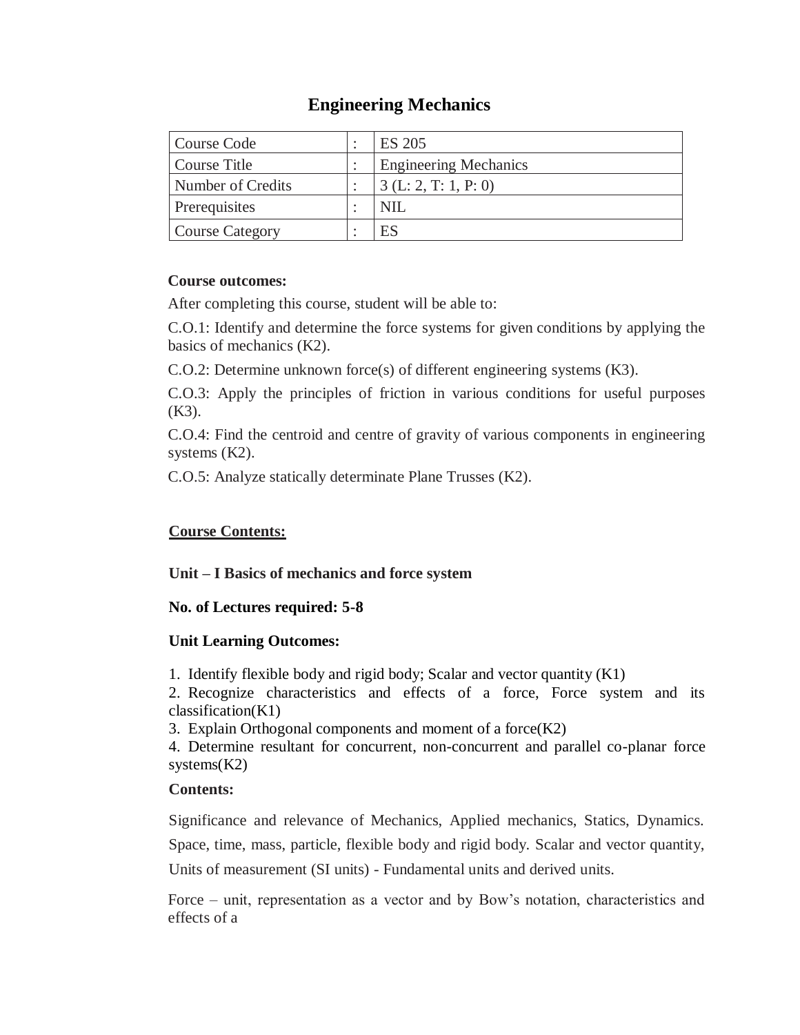# Engineering Mechanics

| Course Code | : | ES 205 |
|---|---|---|
| Course Title | : | Engineering Mechanics |
| Number of Credits | : | 3 (L: 2, T: 1, P: 0) |
| Prerequisites | : | NIL |
| Course Category | : | ES |

**Course outcomes:**

After completing this course, student will be able to:

C.O.1: Identify and determine the force systems for given conditions by applying the basics of mechanics (K2).

C.O.2: Determine unknown force(s) of different engineering systems (K3).

C.O.3: Apply the principles of friction in various conditions for useful purposes (K3).

C.O.4: Find the centroid and centre of gravity of various components in engineering systems (K2).

C.O.5: Analyze statically determinate Plane Trusses (K2).

**<u>Course Contents:</u>**

**Unit – I Basics of mechanics and force system**

**No. of Lectures required: 5-8**

**Unit Learning Outcomes:**

1. Identify flexible body and rigid body; Scalar and vector quantity (K1)
2. Recognize characteristics and effects of a force, Force system and its classification(K1)
3. Explain Orthogonal components and moment of a force(K2)
4. Determine resultant for concurrent, non-concurrent and parallel co-planar force systems(K2)

**Contents:**

Significance and relevance of Mechanics, Applied mechanics, Statics, Dynamics. Space, time, mass, particle, flexible body and rigid body. Scalar and vector quantity, Units of measurement (SI units) - Fundamental units and derived units.

Force – unit, representation as a vector and by Bow's notation, characteristics and effects of a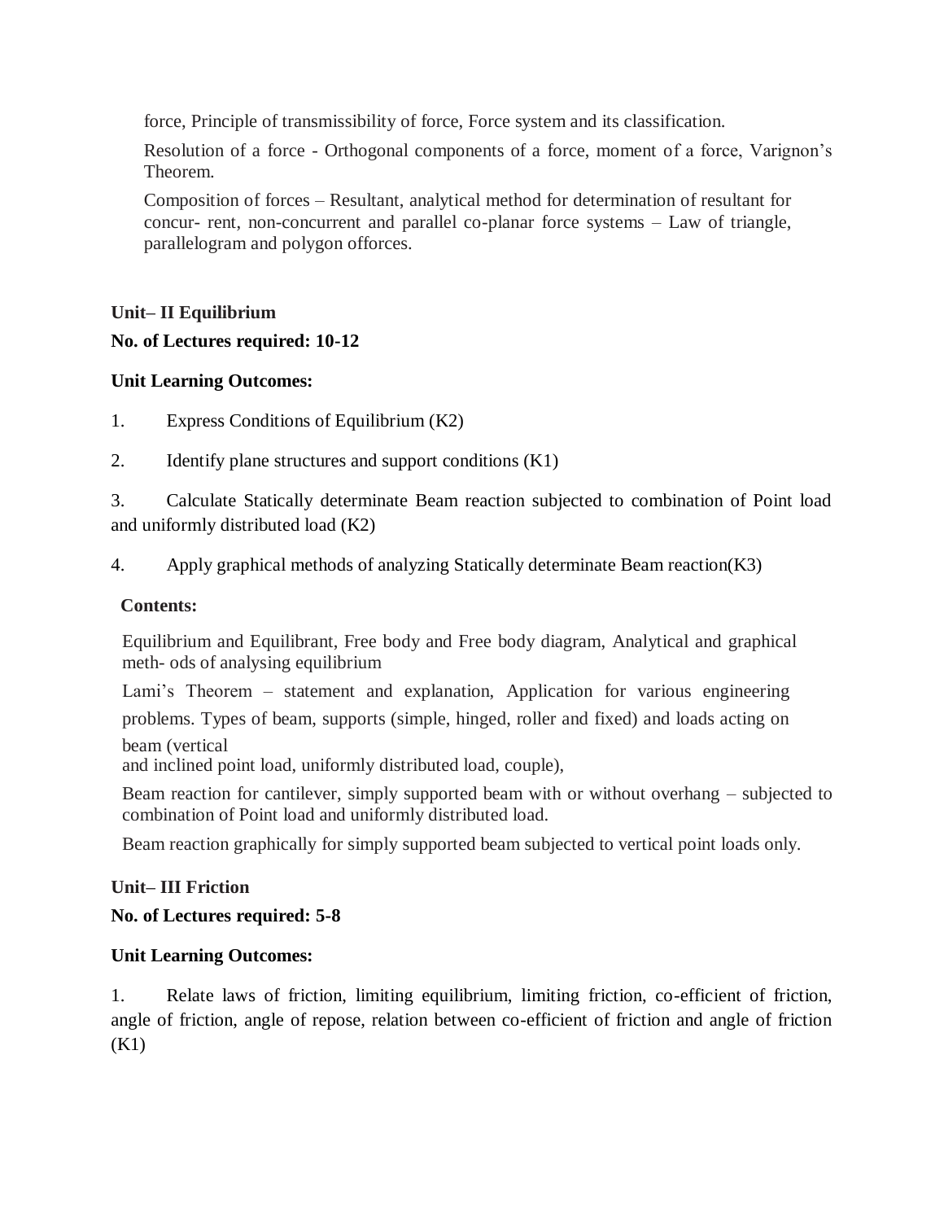force, Principle of transmissibility of force, Force system and its classification.

Resolution of a force - Orthogonal components of a force, moment of a force, Varignon's Theorem.

Composition of forces – Resultant, analytical method for determination of resultant for concur- rent, non-concurrent and parallel co-planar force systems – Law of triangle, parallelogram and polygon offorces.

**Unit– II Equilibrium**

**No. of Lectures required: 10-12**

**Unit Learning Outcomes:**

1. Express Conditions of Equilibrium (K2)
2. Identify plane structures and support conditions (K1)
3. Calculate Statically determinate Beam reaction subjected to combination of Point load and uniformly distributed load (K2)
4. Apply graphical methods of analyzing Statically determinate Beam reaction(K3)

**Contents:**

Equilibrium and Equilibrant, Free body and Free body diagram, Analytical and graphical meth- ods of analysing equilibrium

Lami's Theorem – statement and explanation, Application for various engineering problems. Types of beam, supports (simple, hinged, roller and fixed) and loads acting on beam (vertical
and inclined point load, uniformly distributed load, couple),

Beam reaction for cantilever, simply supported beam with or without overhang – subjected to combination of Point load and uniformly distributed load.

Beam reaction graphically for simply supported beam subjected to vertical point loads only.

**Unit– III Friction**

**No. of Lectures required: 5-8**

**Unit Learning Outcomes:**

1. Relate laws of friction, limiting equilibrium, limiting friction, co-efficient of friction, angle of friction, angle of repose, relation between co-efficient of friction and angle of friction (K1)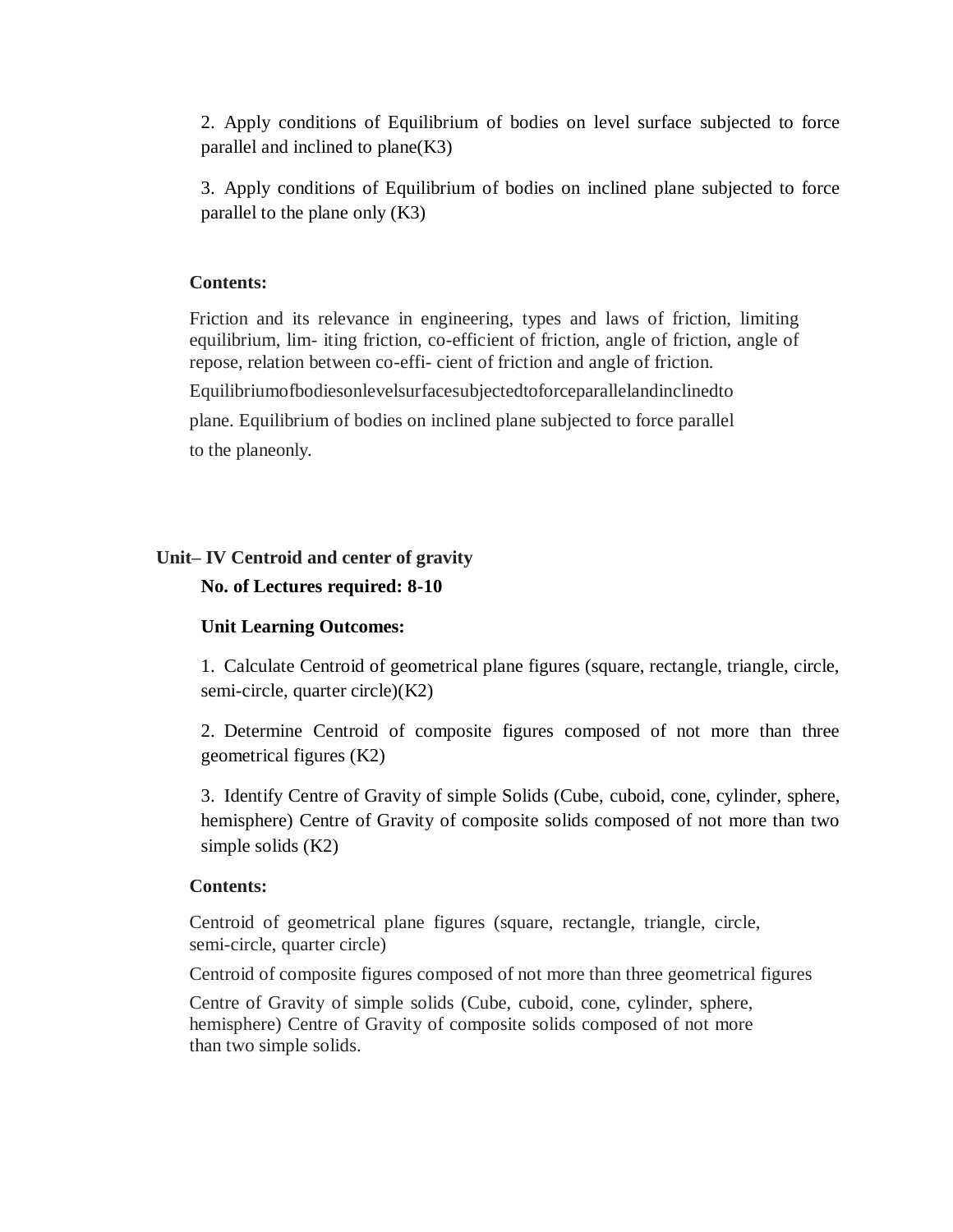2. Apply conditions of Equilibrium of bodies on level surface subjected to force parallel and inclined to plane(K3)

3. Apply conditions of Equilibrium of bodies on inclined plane subjected to force parallel to the plane only (K3)

**Contents:**

Friction and its relevance in engineering, types and laws of friction, limiting equilibrium, lim- iting friction, co-efficient of friction, angle of friction, angle of repose, relation between co-effi- cient of friction and angle of friction.

Equilibriumofbodiesonlevelsurfacesubjectedtoforceparallelandinclinedto plane. Equilibrium of bodies on inclined plane subjected to force parallel to the planeonly.

**Unit– IV Centroid and center of gravity**

**No. of Lectures required: 8-10**

**Unit Learning Outcomes:**

1. Calculate Centroid of geometrical plane figures (square, rectangle, triangle, circle, semi-circle, quarter circle)(K2)

2. Determine Centroid of composite figures composed of not more than three geometrical figures (K2)

3. Identify Centre of Gravity of simple Solids (Cube, cuboid, cone, cylinder, sphere, hemisphere) Centre of Gravity of composite solids composed of not more than two simple solids (K2)

**Contents:**

Centroid of geometrical plane figures (square, rectangle, triangle, circle, semi-circle, quarter circle)

Centroid of composite figures composed of not more than three geometrical figures

Centre of Gravity of simple solids (Cube, cuboid, cone, cylinder, sphere, hemisphere) Centre of Gravity of composite solids composed of not more than two simple solids.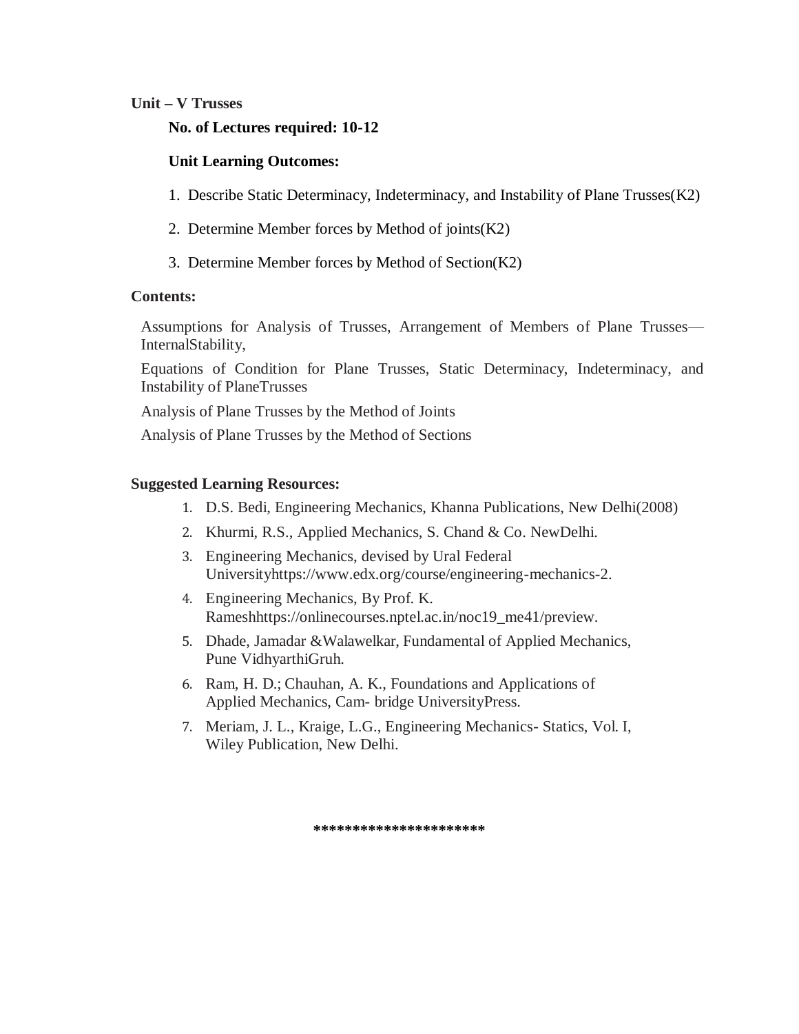**Unit – V Trusses**

**No. of Lectures required: 10-12**

**Unit Learning Outcomes:**

1. Describe Static Determinacy, Indeterminacy, and Instability of Plane Trusses(K2)
2. Determine Member forces by Method of joints(K2)
3. Determine Member forces by Method of Section(K2)

**Contents:**

Assumptions for Analysis of Trusses, Arrangement of Members of Plane Trusses—InternalStability,

Equations of Condition for Plane Trusses, Static Determinacy, Indeterminacy, and Instability of PlaneTrusses

Analysis of Plane Trusses by the Method of Joints

Analysis of Plane Trusses by the Method of Sections

**Suggested Learning Resources:**

1. D.S. Bedi, Engineering Mechanics, Khanna Publications, New Delhi(2008)
2. Khurmi, R.S., Applied Mechanics, S. Chand & Co. NewDelhi.
3. Engineering Mechanics, devised by Ural Federal Universityhttps://www.edx.org/course/engineering-mechanics-2.
4. Engineering Mechanics, By Prof. K. Rameshhttps://onlinecourses.nptel.ac.in/noc19_me41/preview.
5. Dhade, Jamadar &Walawelkar, Fundamental of Applied Mechanics, Pune VidhyarthiGruh.
6. Ram, H. D.; Chauhan, A. K., Foundations and Applications of Applied Mechanics, Cam- bridge UniversityPress.
7. Meriam, J. L., Kraige, L.G., Engineering Mechanics- Statics, Vol. I, Wiley Publication, New Delhi.

*********************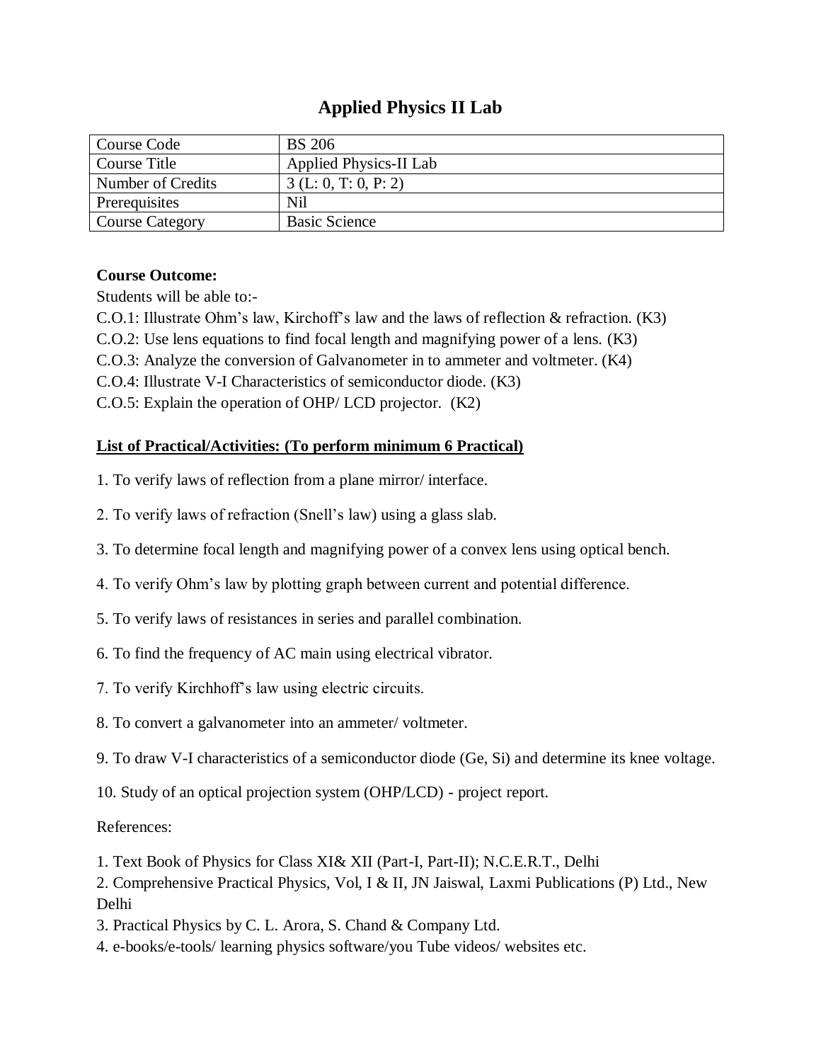# Applied Physics II Lab

| Course Code | BS 206 |
|---|---|
| Course Title | Applied Physics-II Lab |
| Number of Credits | 3 (L: 0, T: 0, P: 2) |
| Prerequisites | Nil |
| Course Category | Basic Science |

**Course Outcome:**

Students will be able to:-

C.O.1: Illustrate Ohm's law, Kirchoff's law and the laws of reflection & refraction. (K3)

C.O.2: Use lens equations to find focal length and magnifying power of a lens. (K3)

C.O.3: Analyze the conversion of Galvanometer in to ammeter and voltmeter. (K4)

C.O.4: Illustrate V-I Characteristics of semiconductor diode. (K3)

C.O.5: Explain the operation of OHP/ LCD projector. (K2)

**<u>List of Practical/Activities: (To perform minimum 6 Practical)</u>**

1. To verify laws of reflection from a plane mirror/ interface.

2. To verify laws of refraction (Snell's law) using a glass slab.

3. To determine focal length and magnifying power of a convex lens using optical bench.

4. To verify Ohm's law by plotting graph between current and potential difference.

5. To verify laws of resistances in series and parallel combination.

6. To find the frequency of AC main using electrical vibrator.

7. To verify Kirchhoff's law using electric circuits.

8. To convert a galvanometer into an ammeter/ voltmeter.

9. To draw V-I characteristics of a semiconductor diode (Ge, Si) and determine its knee voltage.

10. Study of an optical projection system (OHP/LCD) - project report.

References:

1. Text Book of Physics for Class XI& XII (Part-I, Part-II); N.C.E.R.T., Delhi
2. Comprehensive Practical Physics, Vol, I & II, JN Jaiswal, Laxmi Publications (P) Ltd., New Delhi
3. Practical Physics by C. L. Arora, S. Chand & Company Ltd.
4. e-books/e-tools/ learning physics software/you Tube videos/ websites etc.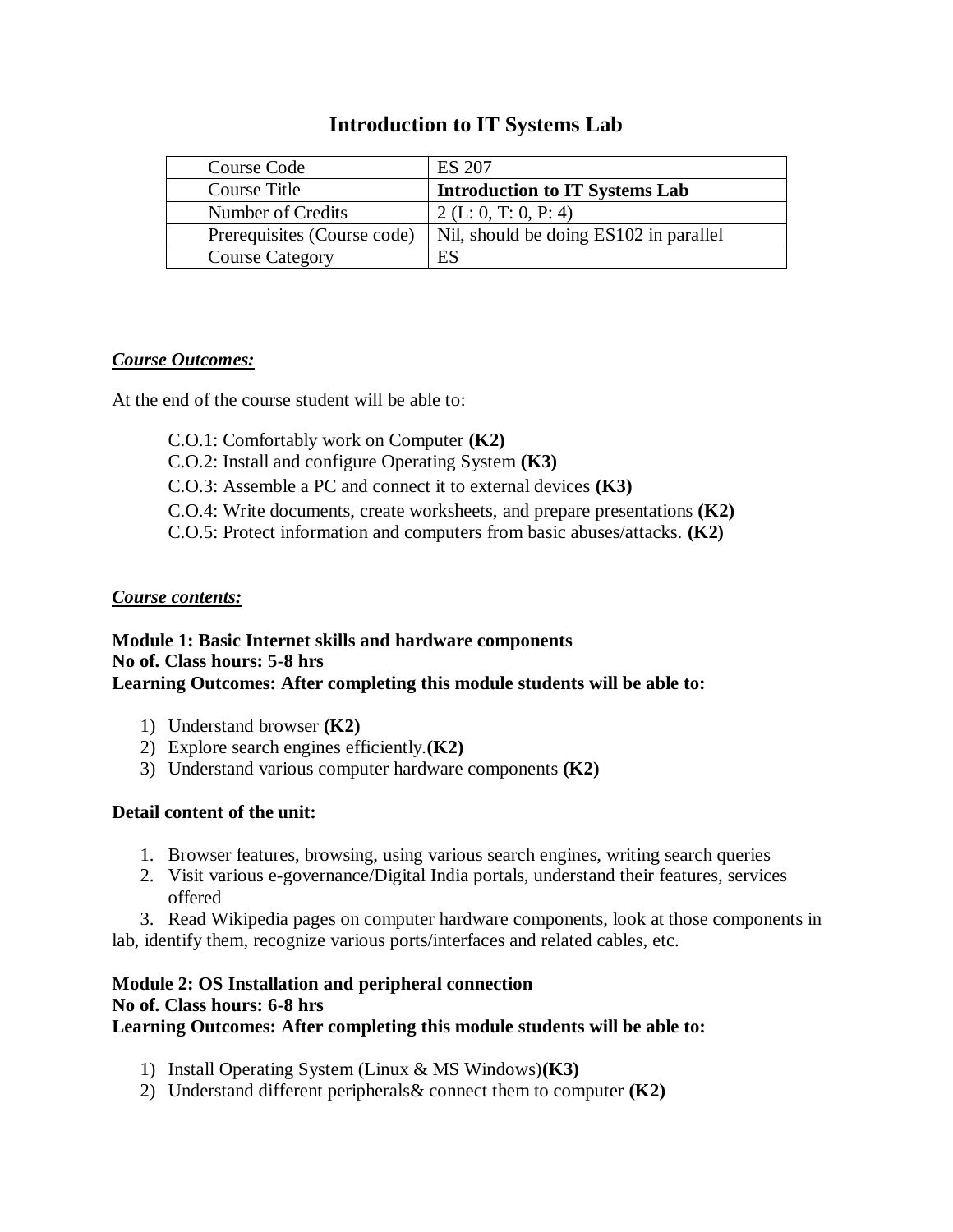# Introduction to IT Systems Lab

| Course Code | ES 207 |
|---|---|
| Course Title | **Introduction to IT Systems Lab** |
| Number of Credits | 2 (L: 0, T: 0, P: 4) |
| Prerequisites (Course code) | Nil, should be doing ES102 in parallel |
| Course Category | ES |

***Course Outcomes:***

At the end of the course student will be able to:

C.O.1: Comfortably work on Computer **(K2)**
C.O.2: Install and configure Operating System **(K3)**
C.O.3: Assemble a PC and connect it to external devices **(K3)**
C.O.4: Write documents, create worksheets, and prepare presentations **(K2)**
C.O.5: Protect information and computers from basic abuses/attacks. **(K2)**

***Course contents:***

**Module 1: Basic Internet skills and hardware components**
**No of. Class hours: 5-8 hrs**
**Learning Outcomes: After completing this module students will be able to:**

1) Understand browser **(K2)**
2) Explore search engines efficiently.**(K2)**
3) Understand various computer hardware components **(K2)**

**Detail content of the unit:**

1. Browser features, browsing, using various search engines, writing search queries
2. Visit various e-governance/Digital India portals, understand their features, services offered
3. Read Wikipedia pages on computer hardware components, look at those components in lab, identify them, recognize various ports/interfaces and related cables, etc.

**Module 2: OS Installation and peripheral connection**
**No of. Class hours: 6-8 hrs**
**Learning Outcomes: After completing this module students will be able to:**

1) Install Operating System (Linux & MS Windows)**(K3)**
2) Understand different peripherals& connect them to computer **(K2)**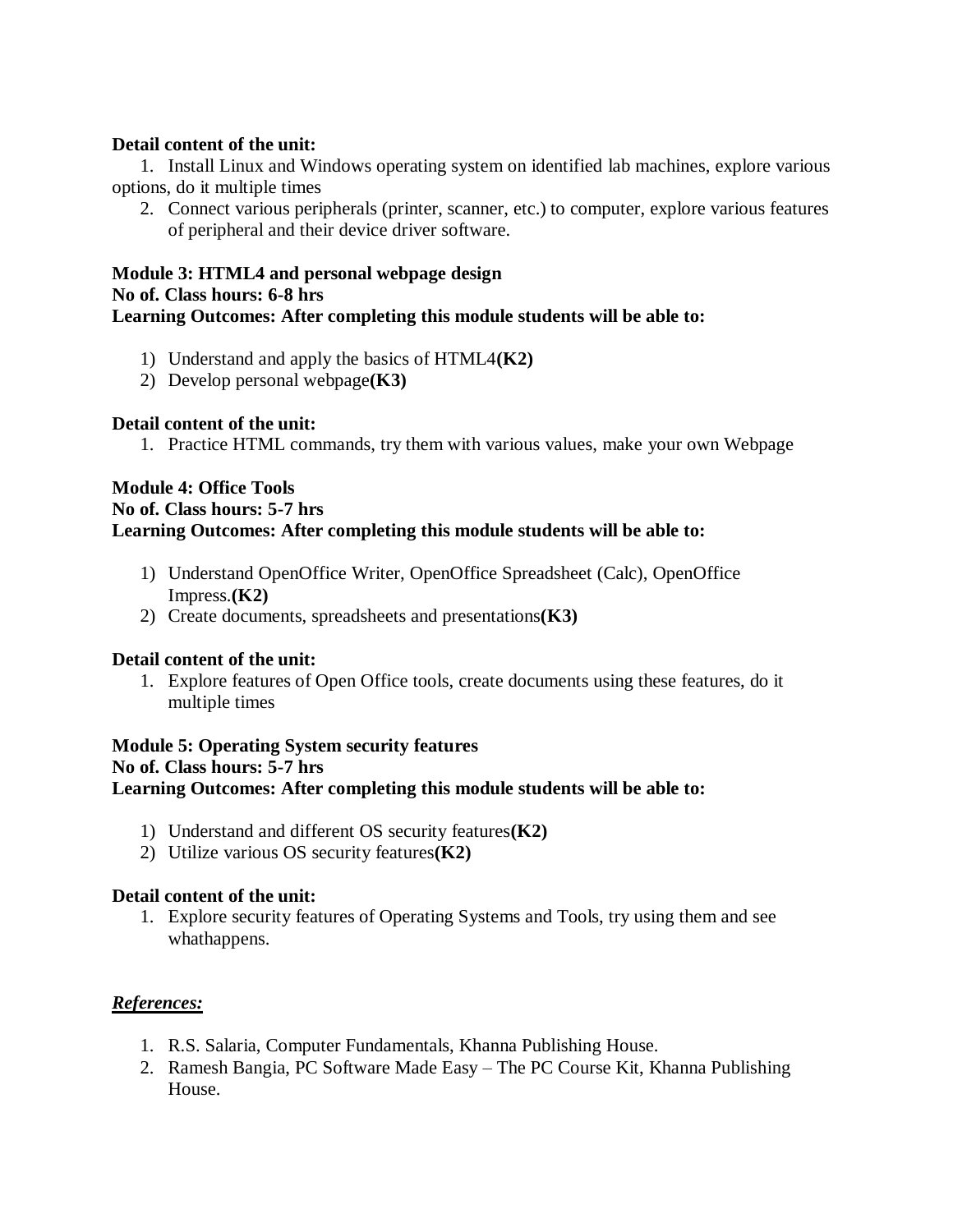**Detail content of the unit:**

1. Install Linux and Windows operating system on identified lab machines, explore various options, do it multiple times
2. Connect various peripherals (printer, scanner, etc.) to computer, explore various features of peripheral and their device driver software.

**Module 3: HTML4 and personal webpage design**
**No of. Class hours: 6-8 hrs**
**Learning Outcomes: After completing this module students will be able to:**

1) Understand and apply the basics of HTML4**(K2)**
2) Develop personal webpage**(K3)**

**Detail content of the unit:**

1. Practice HTML commands, try them with various values, make your own Webpage

**Module 4: Office Tools**
**No of. Class hours: 5-7 hrs**
**Learning Outcomes: After completing this module students will be able to:**

1) Understand OpenOffice Writer, OpenOffice Spreadsheet (Calc), OpenOffice Impress.**(K2)**
2) Create documents, spreadsheets and presentations**(K3)**

**Detail content of the unit:**

1. Explore features of Open Office tools, create documents using these features, do it multiple times

**Module 5: Operating System security features**
**No of. Class hours: 5-7 hrs**
**Learning Outcomes: After completing this module students will be able to:**

1) Understand and different OS security features**(K2)**
2) Utilize various OS security features**(K2)**

**Detail content of the unit:**

1. Explore security features of Operating Systems and Tools, try using them and see whathappens.

***References:***

1. R.S. Salaria, Computer Fundamentals, Khanna Publishing House.
2. Ramesh Bangia, PC Software Made Easy – The PC Course Kit, Khanna Publishing House.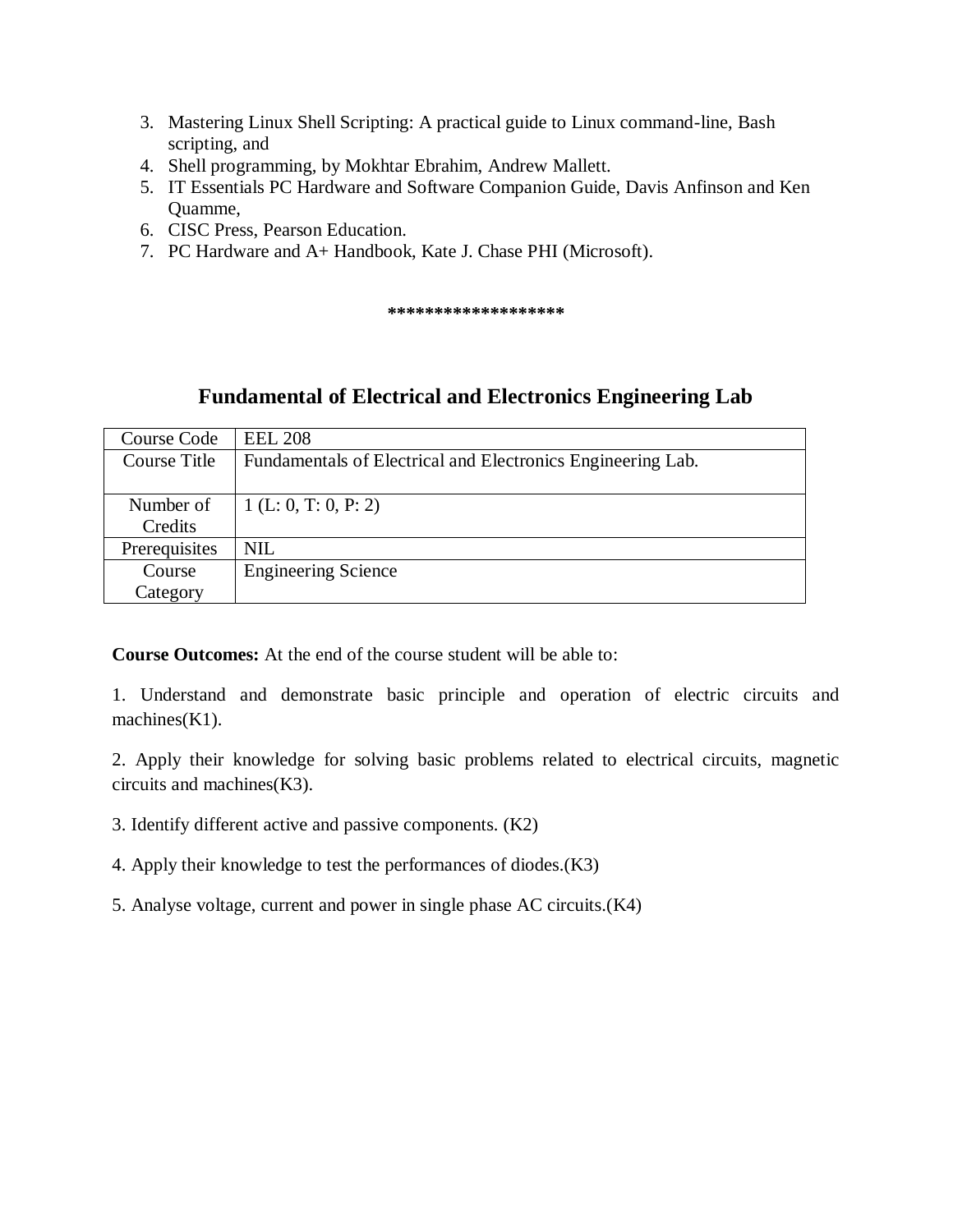3. Mastering Linux Shell Scripting: A practical guide to Linux command-line, Bash scripting, and
4. Shell programming, by Mokhtar Ebrahim, Andrew Mallett.
5. IT Essentials PC Hardware and Software Companion Guide, Davis Anfinson and Ken Quamme,
6. CISC Press, Pearson Education.
7. PC Hardware and A+ Handbook, Kate J. Chase PHI (Microsoft).

**\*\*\*\*\*\*\*\*\*\*\*\*\*\*\*\*\*\*\***

## Fundamental of Electrical and Electronics Engineering Lab

| Course Code | EEL 208 |
|---|---|
| Course Title | Fundamentals of Electrical and Electronics Engineering Lab. |
| Number of Credits | 1 (L: 0, T: 0, P: 2) |
| Prerequisites | NIL |
| Course Category | Engineering Science |

**Course Outcomes:** At the end of the course student will be able to:

1. Understand and demonstrate basic principle and operation of electric circuits and machines(K1).

2. Apply their knowledge for solving basic problems related to electrical circuits, magnetic circuits and machines(K3).

3. Identify different active and passive components. (K2)

4. Apply their knowledge to test the performances of diodes.(K3)

5. Analyse voltage, current and power in single phase AC circuits.(K4)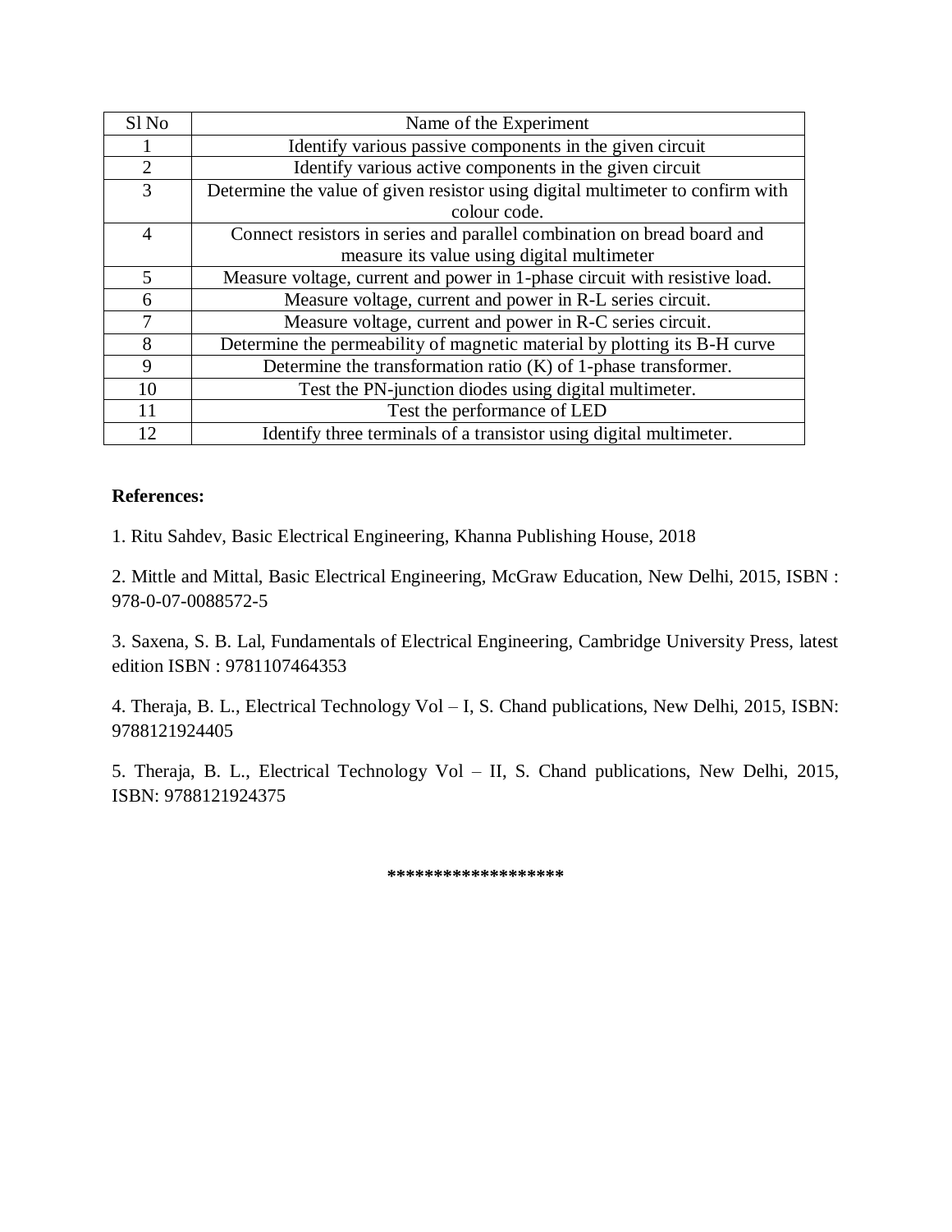| Sl No | Name of the Experiment |
|---|---|
| 1 | Identify various passive components in the given circuit |
| 2 | Identify various active components in the given circuit |
| 3 | Determine the value of given resistor using digital multimeter to confirm with colour code. |
| 4 | Connect resistors in series and parallel combination on bread board and measure its value using digital multimeter |
| 5 | Measure voltage, current and power in 1-phase circuit with resistive load. |
| 6 | Measure voltage, current and power in R-L series circuit. |
| 7 | Measure voltage, current and power in R-C series circuit. |
| 8 | Determine the permeability of magnetic material by plotting its B-H curve |
| 9 | Determine the transformation ratio (K) of 1-phase transformer. |
| 10 | Test the PN-junction diodes using digital multimeter. |
| 11 | Test the performance of LED |
| 12 | Identify three terminals of a transistor using digital multimeter. |

**References:**

1. Ritu Sahdev, Basic Electrical Engineering, Khanna Publishing House, 2018

2. Mittle and Mittal, Basic Electrical Engineering, McGraw Education, New Delhi, 2015, ISBN : 978-0-07-0088572-5

3. Saxena, S. B. Lal, Fundamentals of Electrical Engineering, Cambridge University Press, latest edition ISBN : 9781107464353

4. Theraja, B. L., Electrical Technology Vol – I, S. Chand publications, New Delhi, 2015, ISBN: 9788121924405

5. Theraja, B. L., Electrical Technology Vol – II, S. Chand publications, New Delhi, 2015, ISBN: 9788121924375

******************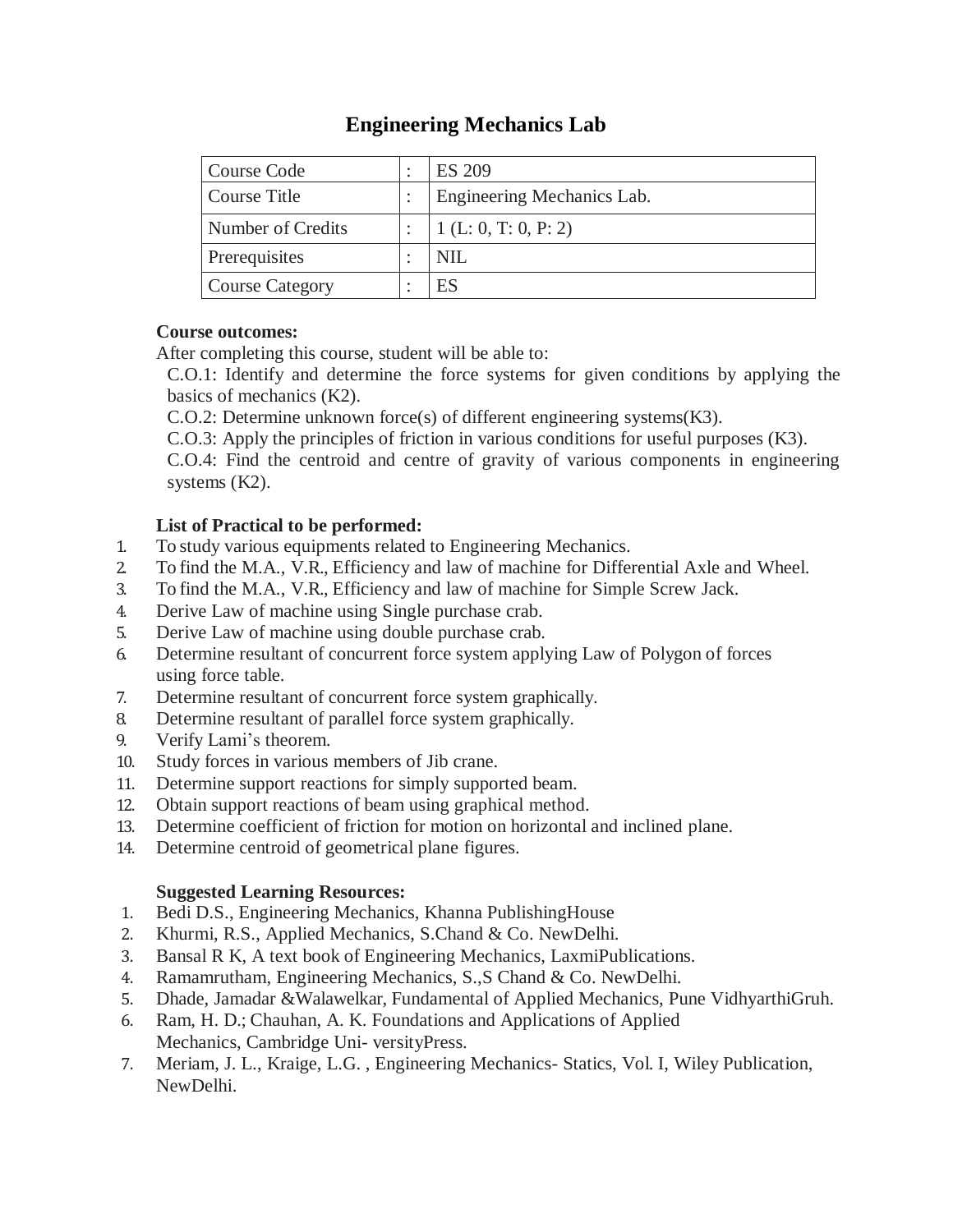# Engineering Mechanics Lab

| Course Code | : | ES 209 |
|---|---|---|
| Course Title | : | Engineering Mechanics Lab. |
| Number of Credits | : | 1 (L: 0, T: 0, P: 2) |
| Prerequisites | : | NIL |
| Course Category | : | ES |

**Course outcomes:**

After completing this course, student will be able to:

C.O.1: Identify and determine the force systems for given conditions by applying the basics of mechanics (K2).

C.O.2: Determine unknown force(s) of different engineering systems(K3).

C.O.3: Apply the principles of friction in various conditions for useful purposes (K3).

C.O.4: Find the centroid and centre of gravity of various components in engineering systems (K2).

**List of Practical to be performed:**

1. To study various equipments related to Engineering Mechanics.
2. To find the M.A., V.R., Efficiency and law of machine for Differential Axle and Wheel.
3. To find the M.A., V.R., Efficiency and law of machine for Simple Screw Jack.
4. Derive Law of machine using Single purchase crab.
5. Derive Law of machine using double purchase crab.
6. Determine resultant of concurrent force system applying Law of Polygon of forces using force table.
7. Determine resultant of concurrent force system graphically.
8. Determine resultant of parallel force system graphically.
9. Verify Lami's theorem.
10. Study forces in various members of Jib crane.
11. Determine support reactions for simply supported beam.
12. Obtain support reactions of beam using graphical method.
13. Determine coefficient of friction for motion on horizontal and inclined plane.
14. Determine centroid of geometrical plane figures.

**Suggested Learning Resources:**

1. Bedi D.S., Engineering Mechanics, Khanna PublishingHouse
2. Khurmi, R.S., Applied Mechanics, S.Chand & Co. NewDelhi.
3. Bansal R K, A text book of Engineering Mechanics, LaxmiPublications.
4. Ramamrutham, Engineering Mechanics, S.,S Chand & Co. NewDelhi.
5. Dhade, Jamadar &Walawelkar, Fundamental of Applied Mechanics, Pune VidhyarthiGruh.
6. Ram, H. D.; Chauhan, A. K. Foundations and Applications of Applied Mechanics, Cambridge Uni- versityPress.
7. Meriam, J. L., Kraige, L.G. , Engineering Mechanics- Statics, Vol. I, Wiley Publication, NewDelhi.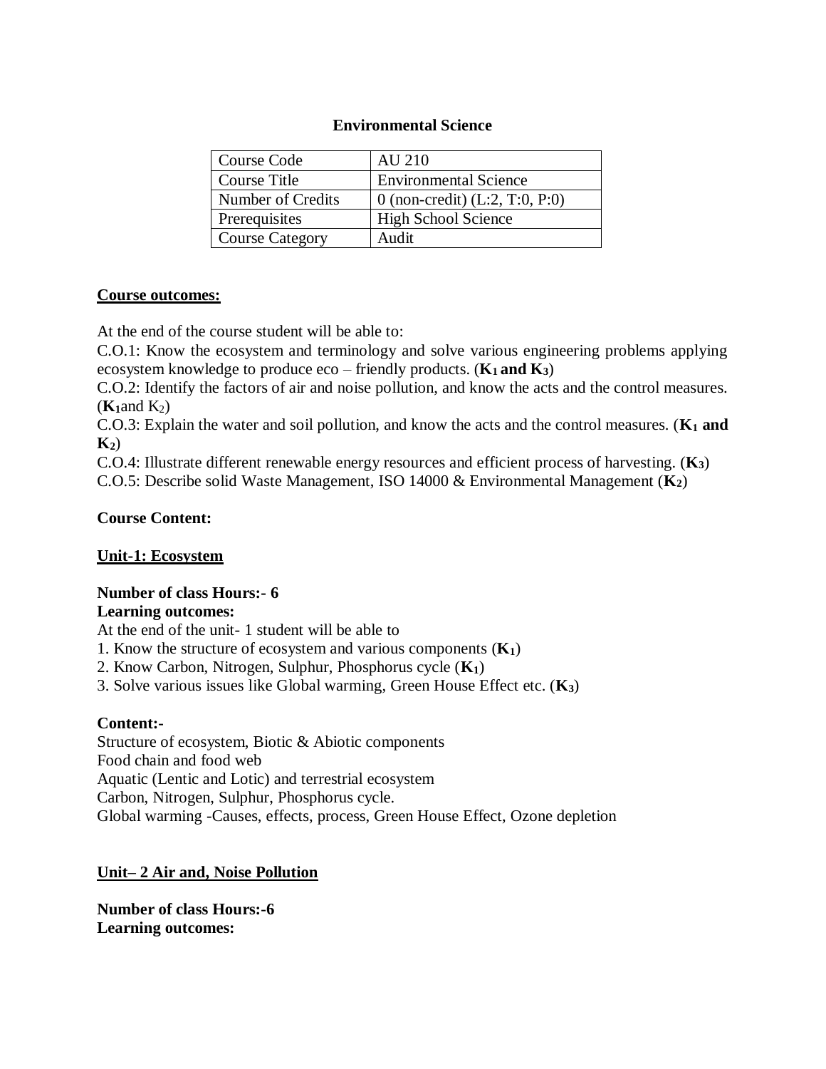## Environmental Science

| Course Code | AU 210 |
|---|---|
| Course Title | Environmental Science |
| Number of Credits | 0 (non-credit) (L:2, T:0, P:0) |
| Prerequisites | High School Science |
| Course Category | Audit |

**Course outcomes:**

At the end of the course student will be able to:

C.O.1: Know the ecosystem and terminology and solve various engineering problems applying ecosystem knowledge to produce eco – friendly products. (**$K_1$ and $K_3$**)

C.O.2: Identify the factors of air and noise pollution, and know the acts and the control measures. (**$K_1$**and $K_2$)

C.O.3: Explain the water and soil pollution, and know the acts and the control measures. (**$K_1$ and $K_2$**)

C.O.4: Illustrate different renewable energy resources and efficient process of harvesting. (**$K_3$**)

C.O.5: Describe solid Waste Management, ISO 14000 & Environmental Management (**$K_2$**)

**Course Content:**

**Unit-1: Ecosystem**

**Number of class Hours:- 6**

**Learning outcomes:**

At the end of the unit- 1 student will be able to

1. Know the structure of ecosystem and various components (**$K_1$**)
2. Know Carbon, Nitrogen, Sulphur, Phosphorus cycle (**$K_1$**)
3. Solve various issues like Global warming, Green House Effect etc. (**$K_3$**)

**Content:-**

Structure of ecosystem, Biotic & Abiotic components

Food chain and food web

Aquatic (Lentic and Lotic) and terrestrial ecosystem

Carbon, Nitrogen, Sulphur, Phosphorus cycle.

Global warming -Causes, effects, process, Green House Effect, Ozone depletion

**Unit– 2 Air and, Noise Pollution**

**Number of class Hours:-6**

**Learning outcomes:**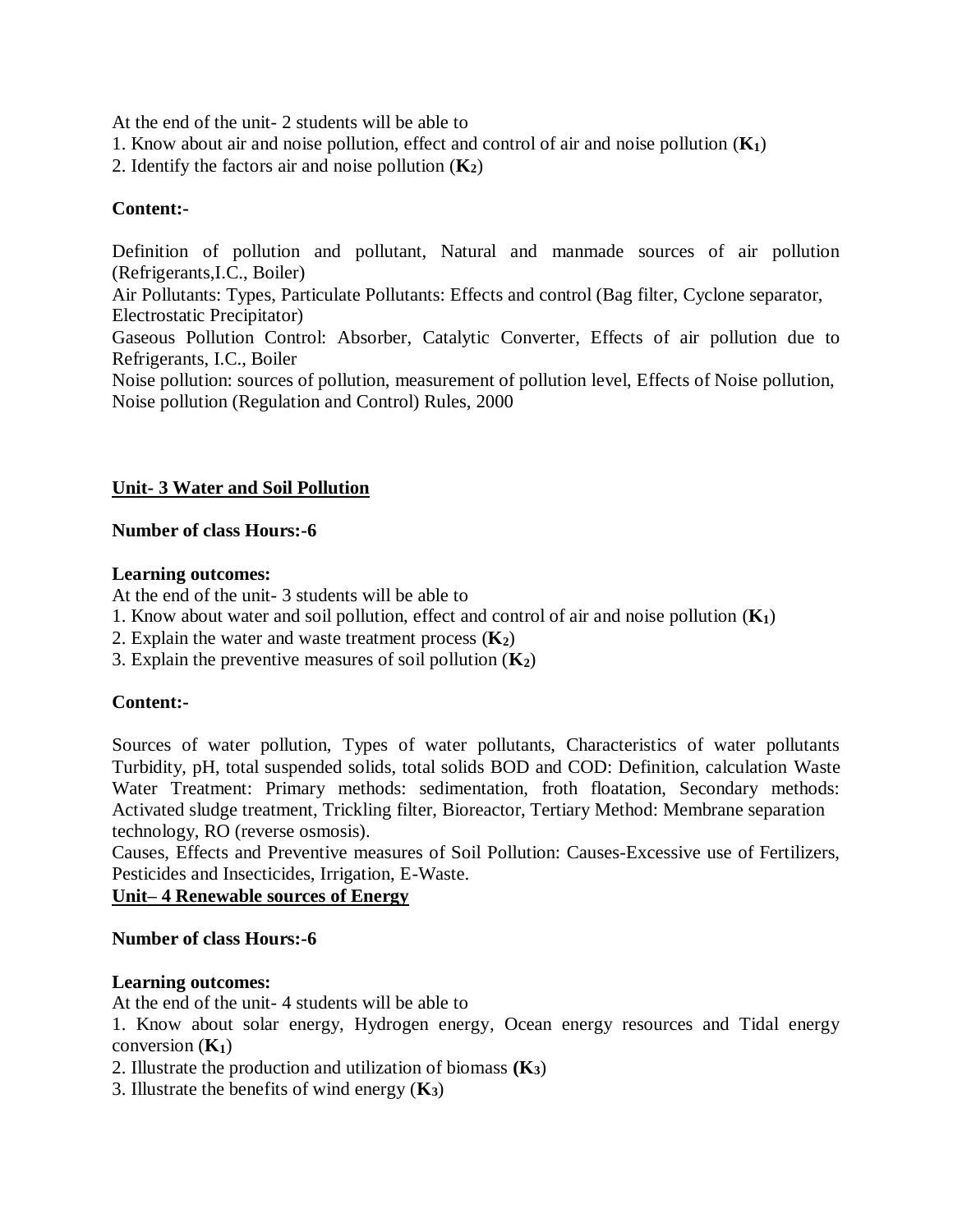At the end of the unit- 2 students will be able to

1. Know about air and noise pollution, effect and control of air and noise pollution (**$K_1$**)
2. Identify the factors air and noise pollution (**$K_2$**)

**Content:-**

Definition of pollution and pollutant, Natural and manmade sources of air pollution (Refrigerants,I.C., Boiler)
Air Pollutants: Types, Particulate Pollutants: Effects and control (Bag filter, Cyclone separator, Electrostatic Precipitator)
Gaseous Pollution Control: Absorber, Catalytic Converter, Effects of air pollution due to Refrigerants, I.C., Boiler
Noise pollution: sources of pollution, measurement of pollution level, Effects of Noise pollution, Noise pollution (Regulation and Control) Rules, 2000

## Unit- 3 Water and Soil Pollution

**Number of class Hours:-6**

**Learning outcomes:**
At the end of the unit- 3 students will be able to

1. Know about water and soil pollution, effect and control of air and noise pollution (**$K_1$**)
2. Explain the water and waste treatment process (**$K_2$**)
3. Explain the preventive measures of soil pollution (**$K_2$**)

**Content:-**

Sources of water pollution, Types of water pollutants, Characteristics of water pollutants Turbidity, pH, total suspended solids, total solids BOD and COD: Definition, calculation Waste Water Treatment: Primary methods: sedimentation, froth floatation, Secondary methods: Activated sludge treatment, Trickling filter, Bioreactor, Tertiary Method: Membrane separation technology, RO (reverse osmosis).
Causes, Effects and Preventive measures of Soil Pollution: Causes-Excessive use of Fertilizers, Pesticides and Insecticides, Irrigation, E-Waste.

## Unit– 4 Renewable sources of Energy

**Number of class Hours:-6**

**Learning outcomes:**
At the end of the unit- 4 students will be able to

1. Know about solar energy, Hydrogen energy, Ocean energy resources and Tidal energy conversion (**$K_1$**)
2. Illustrate the production and utilization of biomass **($K_3$)**
3. Illustrate the benefits of wind energy (**$K_3$**)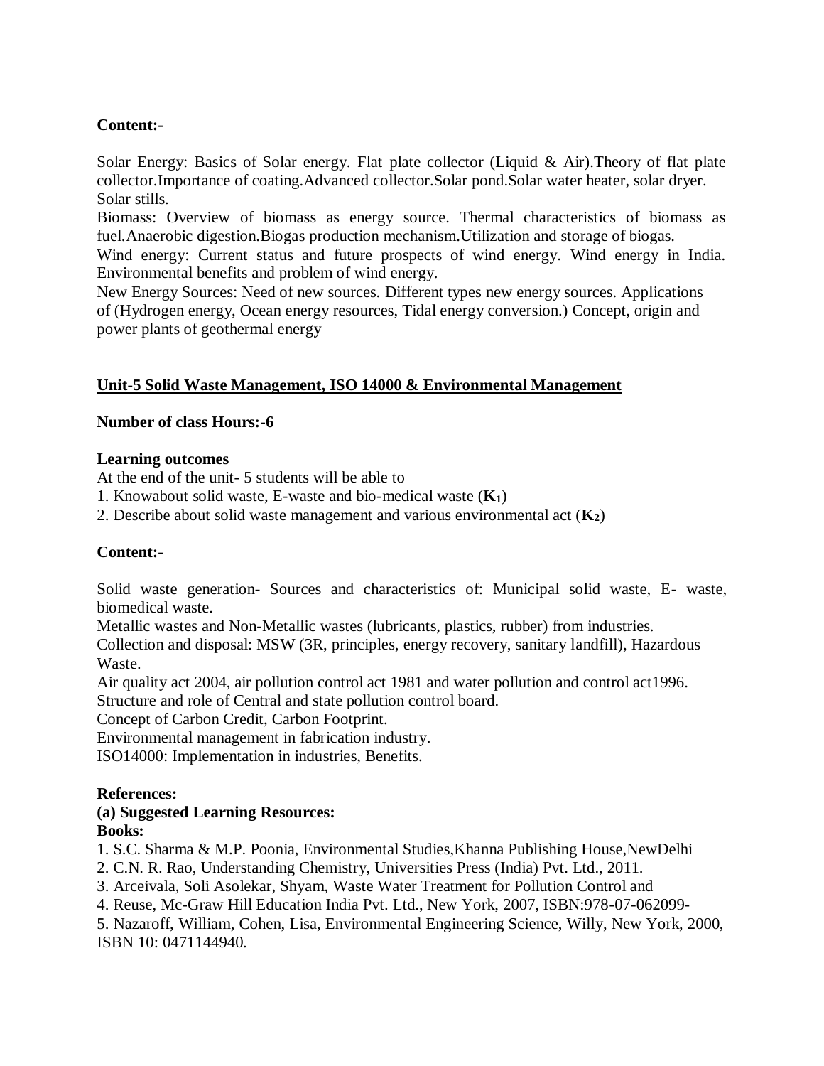**Content:-**

Solar Energy: Basics of Solar energy. Flat plate collector (Liquid & Air).Theory of flat plate collector.Importance of coating.Advanced collector.Solar pond.Solar water heater, solar dryer. Solar stills.

Biomass: Overview of biomass as energy source. Thermal characteristics of biomass as fuel.Anaerobic digestion.Biogas production mechanism.Utilization and storage of biogas.

Wind energy: Current status and future prospects of wind energy. Wind energy in India. Environmental benefits and problem of wind energy.

New Energy Sources: Need of new sources. Different types new energy sources. Applications of (Hydrogen energy, Ocean energy resources, Tidal energy conversion.) Concept, origin and power plants of geothermal energy

## Unit-5 Solid Waste Management, ISO 14000 & Environmental Management

**Number of class Hours:-6**

**Learning outcomes**

At the end of the unit- 5 students will be able to

1. Knowabout solid waste, E-waste and bio-medical waste (**$K_1$**)
2. Describe about solid waste management and various environmental act (**$K_2$**)

**Content:-**

Solid waste generation- Sources and characteristics of: Municipal solid waste, E- waste, biomedical waste.

Metallic wastes and Non-Metallic wastes (lubricants, plastics, rubber) from industries.

Collection and disposal: MSW (3R, principles, energy recovery, sanitary landfill), Hazardous Waste.

Air quality act 2004, air pollution control act 1981 and water pollution and control act1996.

Structure and role of Central and state pollution control board.

Concept of Carbon Credit, Carbon Footprint.

Environmental management in fabrication industry.

ISO14000: Implementation in industries, Benefits.

**References:**

**(a) Suggested Learning Resources:**

**Books:**

1. S.C. Sharma & M.P. Poonia, Environmental Studies,Khanna Publishing House,NewDelhi
2. C.N. R. Rao, Understanding Chemistry, Universities Press (India) Pvt. Ltd., 2011.
3. Arceivala, Soli Asolekar, Shyam, Waste Water Treatment for Pollution Control and
4. Reuse, Mc-Graw Hill Education India Pvt. Ltd., New York, 2007, ISBN:978-07-062099-
5. Nazaroff, William, Cohen, Lisa, Environmental Engineering Science, Willy, New York, 2000, ISBN 10: 0471144940.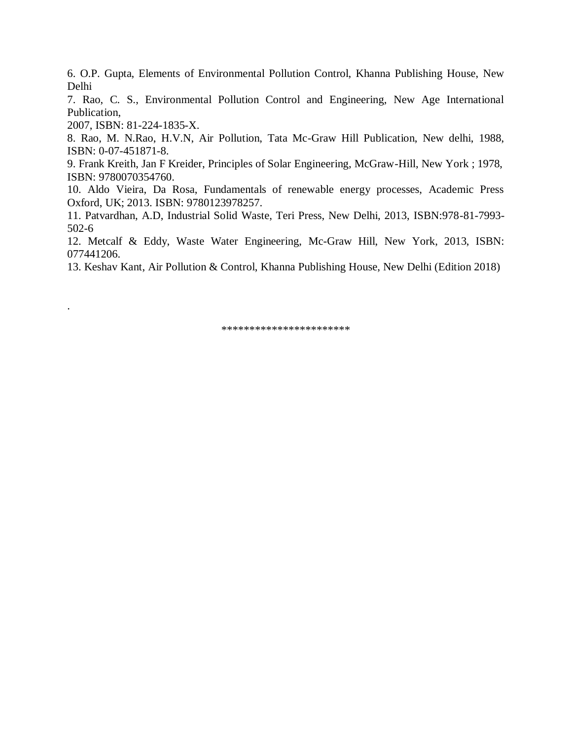6. O.P. Gupta, Elements of Environmental Pollution Control, Khanna Publishing House, New Delhi

7. Rao, C. S., Environmental Pollution Control and Engineering, New Age International Publication,
2007, ISBN: 81-224-1835-X.

8. Rao, M. N.Rao, H.V.N, Air Pollution, Tata Mc-Graw Hill Publication, New delhi, 1988, ISBN: 0-07-451871-8.

9. Frank Kreith, Jan F Kreider, Principles of Solar Engineering, McGraw-Hill, New York ; 1978, ISBN: 9780070354760.

10. Aldo Vieira, Da Rosa, Fundamentals of renewable energy processes, Academic Press Oxford, UK; 2013. ISBN: 9780123978257.

11. Patvardhan, A.D, Industrial Solid Waste, Teri Press, New Delhi, 2013, ISBN:978-81-7993-502-6

12. Metcalf & Eddy, Waste Water Engineering, Mc-Graw Hill, New York, 2013, ISBN: 077441206.

13. Keshav Kant, Air Pollution & Control, Khanna Publishing House, New Delhi (Edition 2018)

.

\*\*\*\*\*\*\*\*\*\*\*\*\*\*\*\*\*\*\*\*\*\*\*